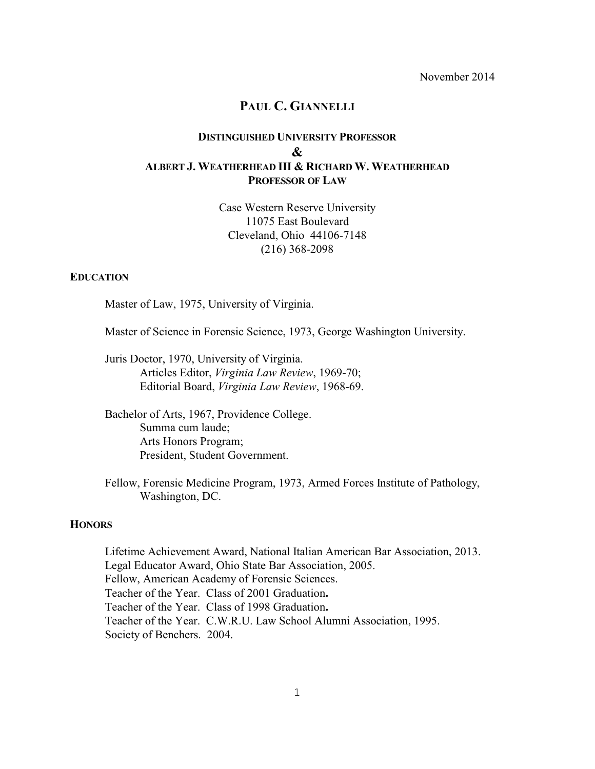November 2014

# Paul C. Giannelli

## Distinguished University Professor
## &
## Albert J. Weatherhead III & Richard W. Weatherhead Professor of Law

Case Western Reserve University
11075 East Boulevard
Cleveland, Ohio 44106-7148
(216) 368-2098

### Education

Master of Law, 1975, University of Virginia.

Master of Science in Forensic Science, 1973, George Washington University.

Juris Doctor, 1970, University of Virginia.
Articles Editor, *Virginia Law Review*, 1969-70;
Editorial Board, *Virginia Law Review*, 1968-69.

Bachelor of Arts, 1967, Providence College.
Summa cum laude;
Arts Honors Program;
President, Student Government.

Fellow, Forensic Medicine Program, 1973, Armed Forces Institute of Pathology, Washington, DC.

### Honors

Lifetime Achievement Award, National Italian American Bar Association, 2013.
Legal Educator Award, Ohio State Bar Association, 2005.
Fellow, American Academy of Forensic Sciences.
Teacher of the Year. Class of 2001 Graduation**.**
Teacher of the Year. Class of 1998 Graduation**.**
Teacher of the Year. C.W.R.U. Law School Alumni Association, 1995.
Society of Benchers. 2004.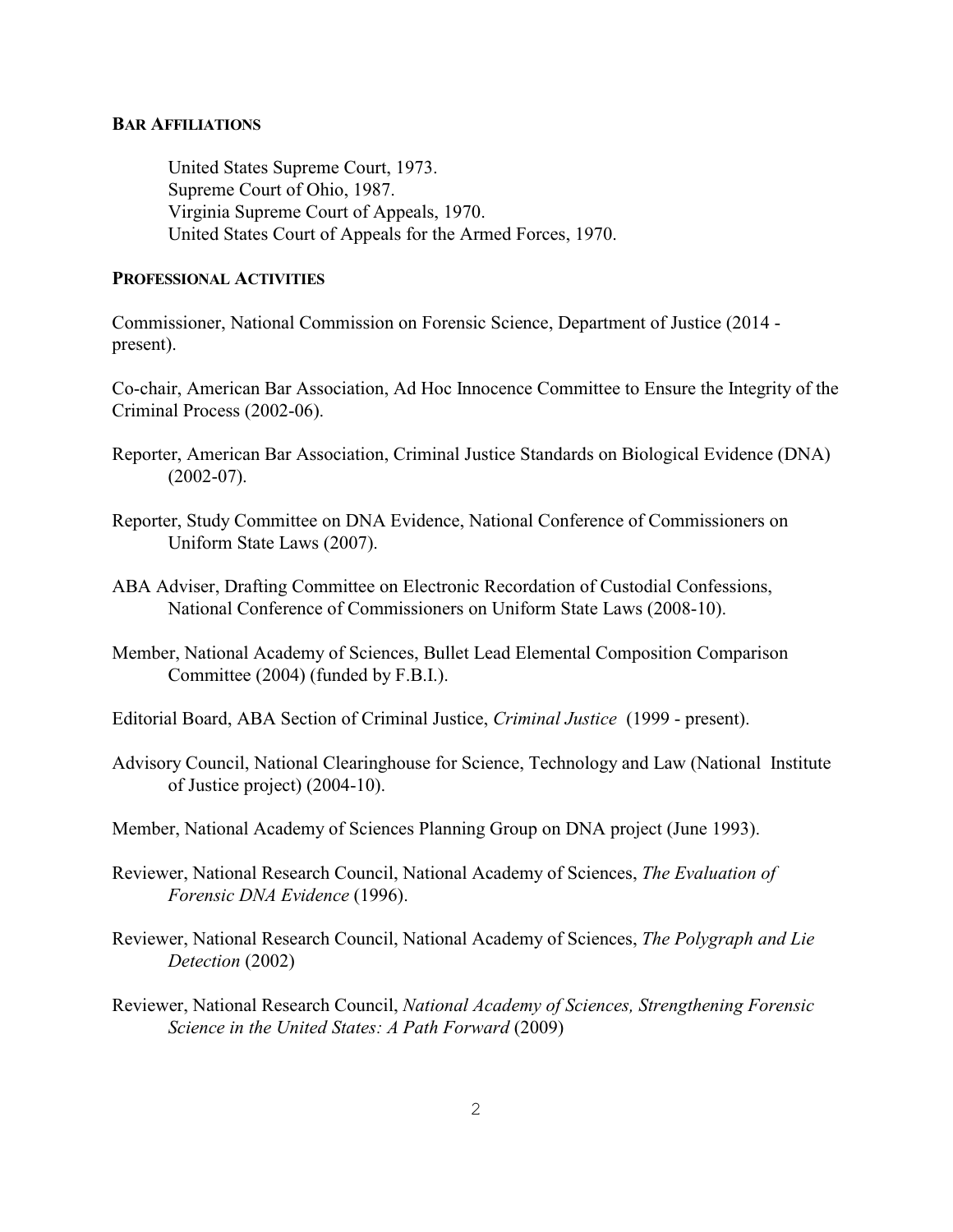**BAR AFFILIATIONS**

United States Supreme Court, 1973.
Supreme Court of Ohio, 1987.
Virginia Supreme Court of Appeals, 1970.
United States Court of Appeals for the Armed Forces, 1970.

**PROFESSIONAL ACTIVITIES**

Commissioner, National Commission on Forensic Science, Department of Justice (2014 - present).

Co-chair, American Bar Association, Ad Hoc Innocence Committee to Ensure the Integrity of the Criminal Process (2002-06).

Reporter, American Bar Association, Criminal Justice Standards on Biological Evidence (DNA) (2002-07).

Reporter, Study Committee on DNA Evidence, National Conference of Commissioners on Uniform State Laws (2007).

ABA Adviser, Drafting Committee on Electronic Recordation of Custodial Confessions, National Conference of Commissioners on Uniform State Laws (2008-10).

Member, National Academy of Sciences, Bullet Lead Elemental Composition Comparison Committee (2004) (funded by F.B.I.).

Editorial Board, ABA Section of Criminal Justice, *Criminal Justice* (1999 - present).

Advisory Council, National Clearinghouse for Science, Technology and Law (National Institute of Justice project) (2004-10).

Member, National Academy of Sciences Planning Group on DNA project (June 1993).

Reviewer, National Research Council, National Academy of Sciences, *The Evaluation of Forensic DNA Evidence* (1996).

Reviewer, National Research Council, National Academy of Sciences, *The Polygraph and Lie Detection* (2002)

Reviewer, National Research Council, *National Academy of Sciences, Strengthening Forensic Science in the United States: A Path Forward* (2009)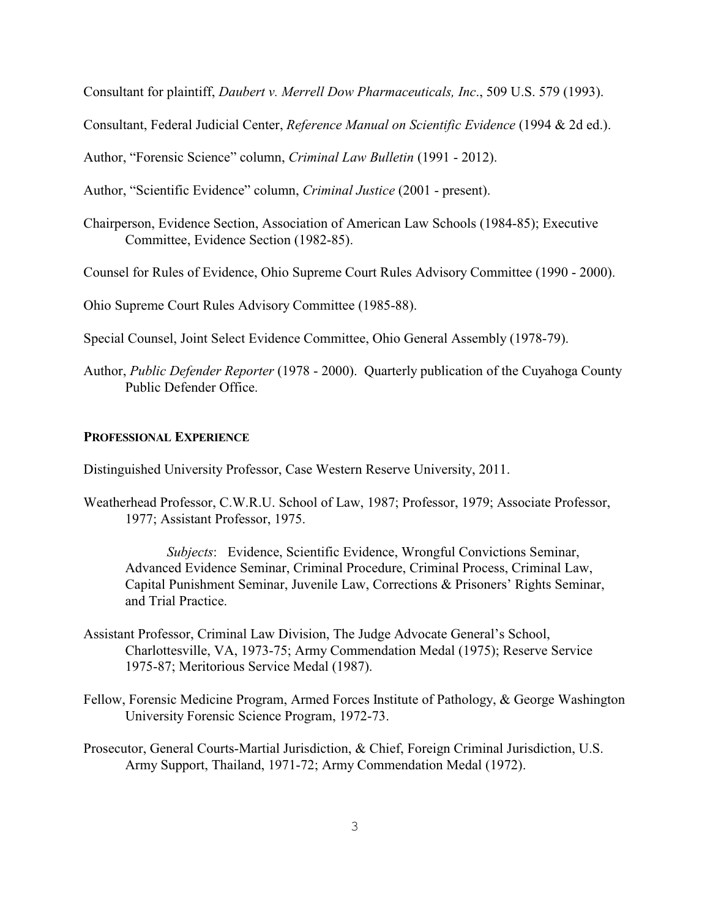Consultant for plaintiff, *Daubert v. Merrell Dow Pharmaceuticals, Inc*., 509 U.S. 579 (1993).

Consultant, Federal Judicial Center, *Reference Manual on Scientific Evidence* (1994 & 2d ed.).

Author, "Forensic Science" column, *Criminal Law Bulletin* (1991 - 2012).

Author, "Scientific Evidence" column, *Criminal Justice* (2001 - present).

Chairperson, Evidence Section, Association of American Law Schools (1984-85); Executive Committee, Evidence Section (1982-85).

Counsel for Rules of Evidence, Ohio Supreme Court Rules Advisory Committee (1990 - 2000).

Ohio Supreme Court Rules Advisory Committee (1985-88).

Special Counsel, Joint Select Evidence Committee, Ohio General Assembly (1978-79).

Author, *Public Defender Reporter* (1978 - 2000). Quarterly publication of the Cuyahoga County Public Defender Office.

## PROFESSIONAL EXPERIENCE

Distinguished University Professor, Case Western Reserve University, 2011.

Weatherhead Professor, C.W.R.U. School of Law, 1987; Professor, 1979; Associate Professor, 1977; Assistant Professor, 1975.

*Subjects*: Evidence, Scientific Evidence, Wrongful Convictions Seminar, Advanced Evidence Seminar, Criminal Procedure, Criminal Process, Criminal Law, Capital Punishment Seminar, Juvenile Law, Corrections & Prisoners' Rights Seminar, and Trial Practice.

Assistant Professor, Criminal Law Division, The Judge Advocate General's School, Charlottesville, VA, 1973-75; Army Commendation Medal (1975); Reserve Service 1975-87; Meritorious Service Medal (1987).

Fellow, Forensic Medicine Program, Armed Forces Institute of Pathology, & George Washington University Forensic Science Program, 1972-73.

Prosecutor, General Courts-Martial Jurisdiction, & Chief, Foreign Criminal Jurisdiction, U.S. Army Support, Thailand, 1971-72; Army Commendation Medal (1972).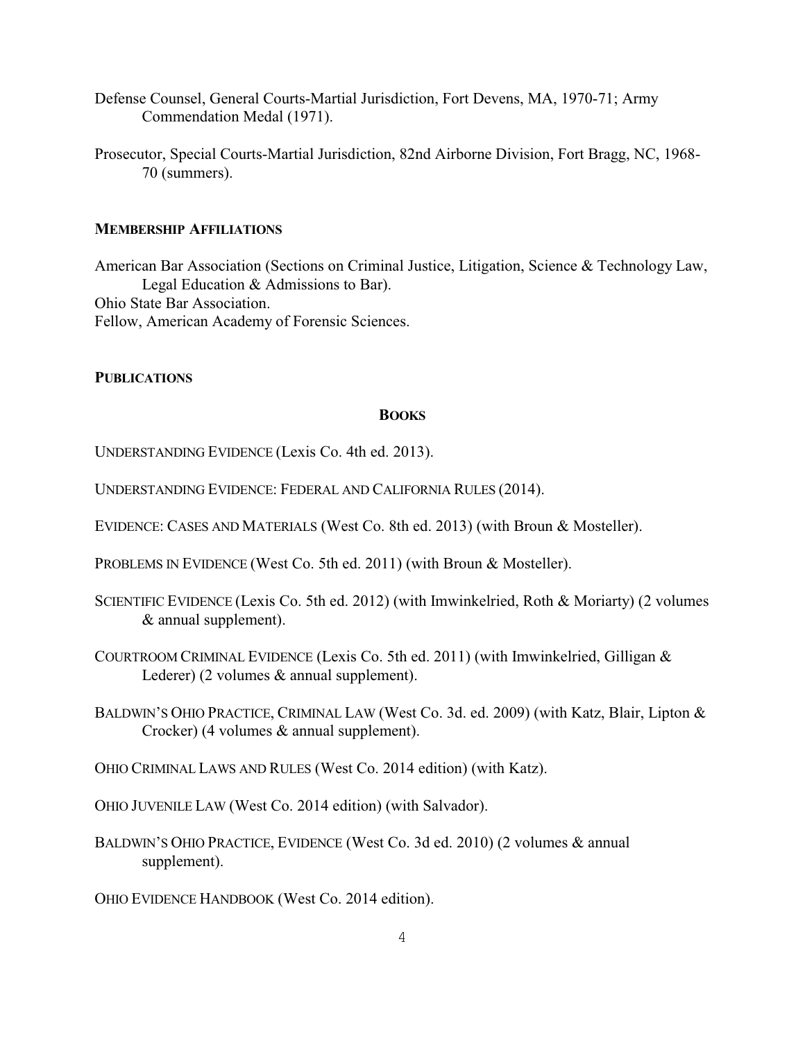Defense Counsel, General Courts-Martial Jurisdiction, Fort Devens, MA, 1970-71; Army Commendation Medal (1971).

Prosecutor, Special Courts-Martial Jurisdiction, 82nd Airborne Division, Fort Bragg, NC, 1968-70 (summers).

## MEMBERSHIP AFFILIATIONS

American Bar Association (Sections on Criminal Justice, Litigation, Science & Technology Law, Legal Education & Admissions to Bar).
Ohio State Bar Association.
Fellow, American Academy of Forensic Sciences.

## PUBLICATIONS

### BOOKS

UNDERSTANDING EVIDENCE (Lexis Co. 4th ed. 2013).

UNDERSTANDING EVIDENCE: FEDERAL AND CALIFORNIA RULES (2014).

EVIDENCE: CASES AND MATERIALS (West Co. 8th ed. 2013) (with Broun & Mosteller).

PROBLEMS IN EVIDENCE (West Co. 5th ed. 2011) (with Broun & Mosteller).

SCIENTIFIC EVIDENCE (Lexis Co. 5th ed. 2012) (with Imwinkelried, Roth & Moriarty) (2 volumes & annual supplement).

COURTROOM CRIMINAL EVIDENCE (Lexis Co. 5th ed. 2011) (with Imwinkelried, Gilligan & Lederer) (2 volumes & annual supplement).

BALDWIN'S OHIO PRACTICE, CRIMINAL LAW (West Co. 3d. ed. 2009) (with Katz, Blair, Lipton & Crocker) (4 volumes & annual supplement).

OHIO CRIMINAL LAWS AND RULES (West Co. 2014 edition) (with Katz).

OHIO JUVENILE LAW (West Co. 2014 edition) (with Salvador).

BALDWIN'S OHIO PRACTICE, EVIDENCE (West Co. 3d ed. 2010) (2 volumes & annual supplement).

OHIO EVIDENCE HANDBOOK (West Co. 2014 edition).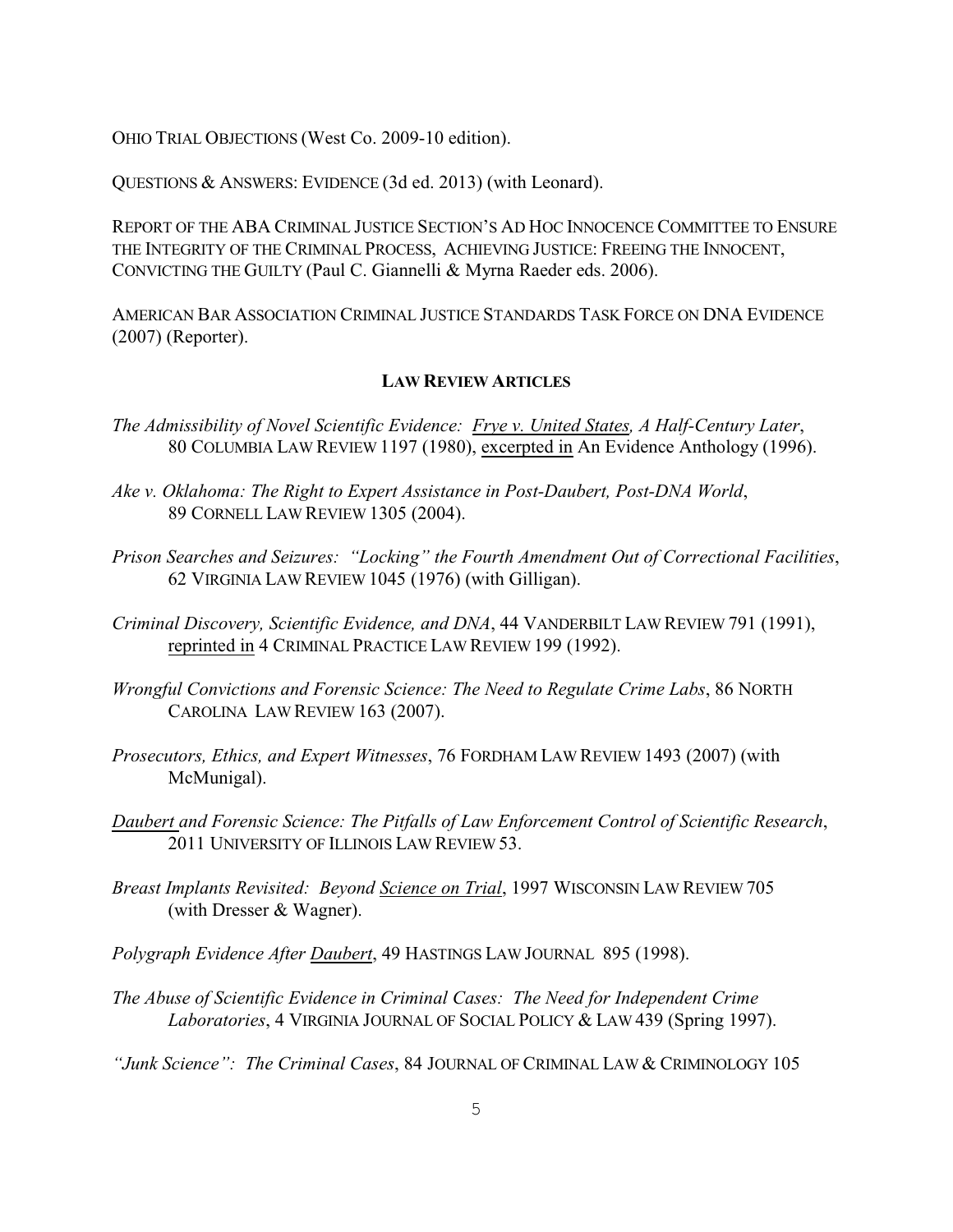OHIO TRIAL OBJECTIONS (West Co. 2009-10 edition).

QUESTIONS & ANSWERS: EVIDENCE (3d ed. 2013) (with Leonard).

REPORT OF THE ABA CRIMINAL JUSTICE SECTION'S AD HOC INNOCENCE COMMITTEE TO ENSURE THE INTEGRITY OF THE CRIMINAL PROCESS, ACHIEVING JUSTICE: FREEING THE INNOCENT, CONVICTING THE GUILTY (Paul C. Giannelli & Myrna Raeder eds. 2006).

AMERICAN BAR ASSOCIATION CRIMINAL JUSTICE STANDARDS TASK FORCE ON DNA EVIDENCE (2007) (Reporter).

**LAW REVIEW ARTICLES**

*The Admissibility of Novel Scientific Evidence: Frye v. United States, A Half-Century Later*, 80 COLUMBIA LAW REVIEW 1197 (1980), excerpted in An Evidence Anthology (1996).

*Ake v. Oklahoma: The Right to Expert Assistance in Post-Daubert, Post-DNA World*, 89 CORNELL LAW REVIEW 1305 (2004).

*Prison Searches and Seizures: "Locking" the Fourth Amendment Out of Correctional Facilities*, 62 VIRGINIA LAW REVIEW 1045 (1976) (with Gilligan).

*Criminal Discovery, Scientific Evidence, and DNA*, 44 VANDERBILT LAW REVIEW 791 (1991), reprinted in 4 CRIMINAL PRACTICE LAW REVIEW 199 (1992).

*Wrongful Convictions and Forensic Science: The Need to Regulate Crime Labs*, 86 NORTH CAROLINA LAW REVIEW 163 (2007).

*Prosecutors, Ethics, and Expert Witnesses*, 76 FORDHAM LAW REVIEW 1493 (2007) (with McMunigal).

*Daubert and Forensic Science: The Pitfalls of Law Enforcement Control of Scientific Research*, 2011 UNIVERSITY OF ILLINOIS LAW REVIEW 53.

*Breast Implants Revisited: Beyond Science on Trial*, 1997 WISCONSIN LAW REVIEW 705 (with Dresser & Wagner).

*Polygraph Evidence After Daubert*, 49 HASTINGS LAW JOURNAL 895 (1998).

*The Abuse of Scientific Evidence in Criminal Cases: The Need for Independent Crime Laboratories*, 4 VIRGINIA JOURNAL OF SOCIAL POLICY & LAW 439 (Spring 1997).

*"Junk Science": The Criminal Cases*, 84 JOURNAL OF CRIMINAL LAW & CRIMINOLOGY 105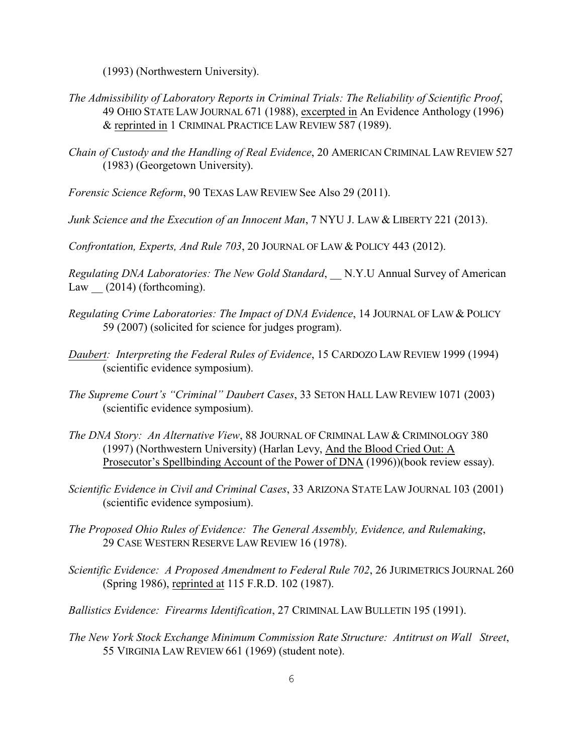(1993) (Northwestern University).

*The Admissibility of Laboratory Reports in Criminal Trials: The Reliability of Scientific Proof*, 49 OHIO STATE LAW JOURNAL 671 (1988), excerpted in An Evidence Anthology (1996) & reprinted in 1 CRIMINAL PRACTICE LAW REVIEW 587 (1989).

*Chain of Custody and the Handling of Real Evidence*, 20 AMERICAN CRIMINAL LAW REVIEW 527 (1983) (Georgetown University).

*Forensic Science Reform*, 90 TEXAS LAW REVIEW See Also 29 (2011).

*Junk Science and the Execution of an Innocent Man*, 7 NYU J. LAW & LIBERTY 221 (2013).

*Confrontation, Experts, And Rule 703*, 20 JOURNAL OF LAW & POLICY 443 (2012).

*Regulating DNA Laboratories: The New Gold Standard*, __ N.Y.U Annual Survey of American Law __ (2014) (forthcoming).

*Regulating Crime Laboratories: The Impact of DNA Evidence*, 14 JOURNAL OF LAW & POLICY 59 (2007) (solicited for science for judges program).

*Daubert: Interpreting the Federal Rules of Evidence*, 15 CARDOZO LAW REVIEW 1999 (1994) (scientific evidence symposium).

*The Supreme Court's "Criminal" Daubert Cases*, 33 SETON HALL LAW REVIEW 1071 (2003) (scientific evidence symposium).

*The DNA Story: An Alternative View*, 88 JOURNAL OF CRIMINAL LAW & CRIMINOLOGY 380 (1997) (Northwestern University) (Harlan Levy, And the Blood Cried Out: A Prosecutor's Spellbinding Account of the Power of DNA (1996))(book review essay).

*Scientific Evidence in Civil and Criminal Cases*, 33 ARIZONA STATE LAW JOURNAL 103 (2001) (scientific evidence symposium).

*The Proposed Ohio Rules of Evidence: The General Assembly, Evidence, and Rulemaking*, 29 CASE WESTERN RESERVE LAW REVIEW 16 (1978).

*Scientific Evidence: A Proposed Amendment to Federal Rule 702*, 26 JURIMETRICS JOURNAL 260 (Spring 1986), reprinted at 115 F.R.D. 102 (1987).

*Ballistics Evidence: Firearms Identification*, 27 CRIMINAL LAW BULLETIN 195 (1991).

*The New York Stock Exchange Minimum Commission Rate Structure: Antitrust on Wall Street*, 55 VIRGINIA LAW REVIEW 661 (1969) (student note).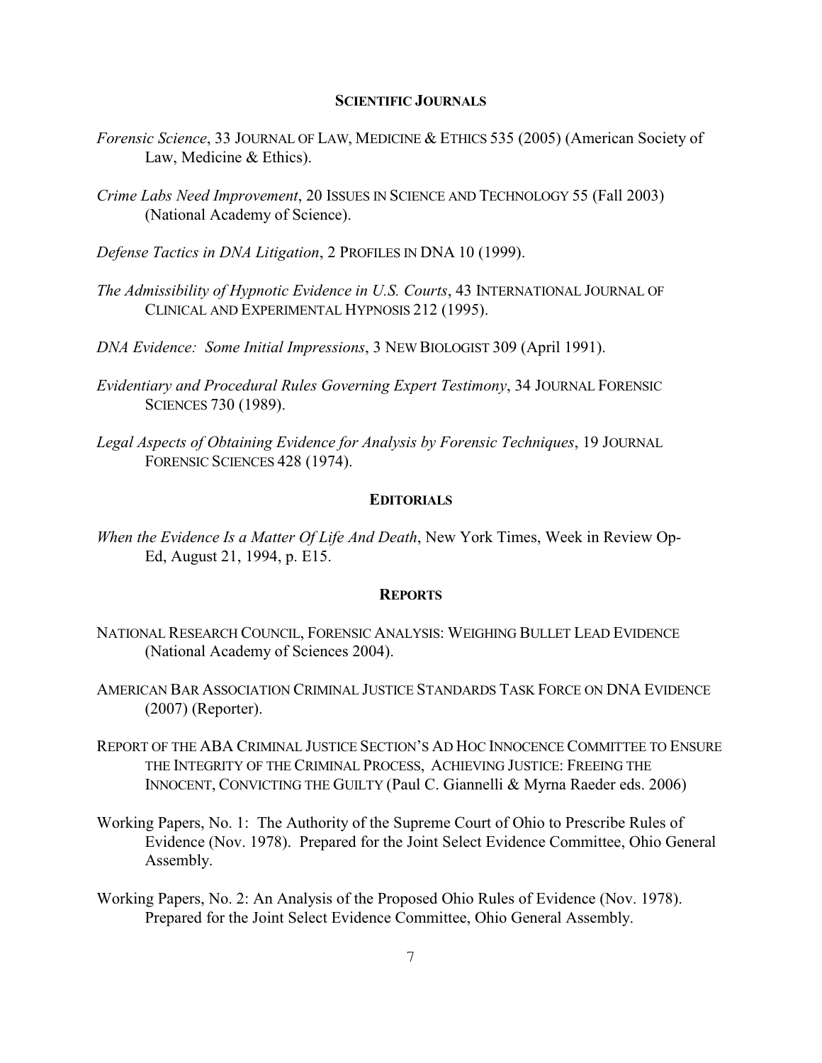## SCIENTIFIC JOURNALS

*Forensic Science*, 33 JOURNAL OF LAW, MEDICINE & ETHICS 535 (2005) (American Society of Law, Medicine & Ethics).

*Crime Labs Need Improvement*, 20 ISSUES IN SCIENCE AND TECHNOLOGY 55 (Fall 2003) (National Academy of Science).

*Defense Tactics in DNA Litigation*, 2 PROFILES IN DNA 10 (1999).

*The Admissibility of Hypnotic Evidence in U.S. Courts*, 43 INTERNATIONAL JOURNAL OF CLINICAL AND EXPERIMENTAL HYPNOSIS 212 (1995).

*DNA Evidence: Some Initial Impressions*, 3 NEW BIOLOGIST 309 (April 1991).

*Evidentiary and Procedural Rules Governing Expert Testimony*, 34 JOURNAL FORENSIC SCIENCES 730 (1989).

*Legal Aspects of Obtaining Evidence for Analysis by Forensic Techniques*, 19 JOURNAL FORENSIC SCIENCES 428 (1974).

## EDITORIALS

*When the Evidence Is a Matter Of Life And Death*, New York Times, Week in Review Op-Ed, August 21, 1994, p. E15.

## REPORTS

NATIONAL RESEARCH COUNCIL, FORENSIC ANALYSIS: WEIGHING BULLET LEAD EVIDENCE (National Academy of Sciences 2004).

AMERICAN BAR ASSOCIATION CRIMINAL JUSTICE STANDARDS TASK FORCE ON DNA EVIDENCE (2007) (Reporter).

REPORT OF THE ABA CRIMINAL JUSTICE SECTION'S AD HOC INNOCENCE COMMITTEE TO ENSURE THE INTEGRITY OF THE CRIMINAL PROCESS, ACHIEVING JUSTICE: FREEING THE INNOCENT, CONVICTING THE GUILTY (Paul C. Giannelli & Myrna Raeder eds. 2006)

Working Papers, No. 1: The Authority of the Supreme Court of Ohio to Prescribe Rules of Evidence (Nov. 1978). Prepared for the Joint Select Evidence Committee, Ohio General Assembly.

Working Papers, No. 2: An Analysis of the Proposed Ohio Rules of Evidence (Nov. 1978). Prepared for the Joint Select Evidence Committee, Ohio General Assembly.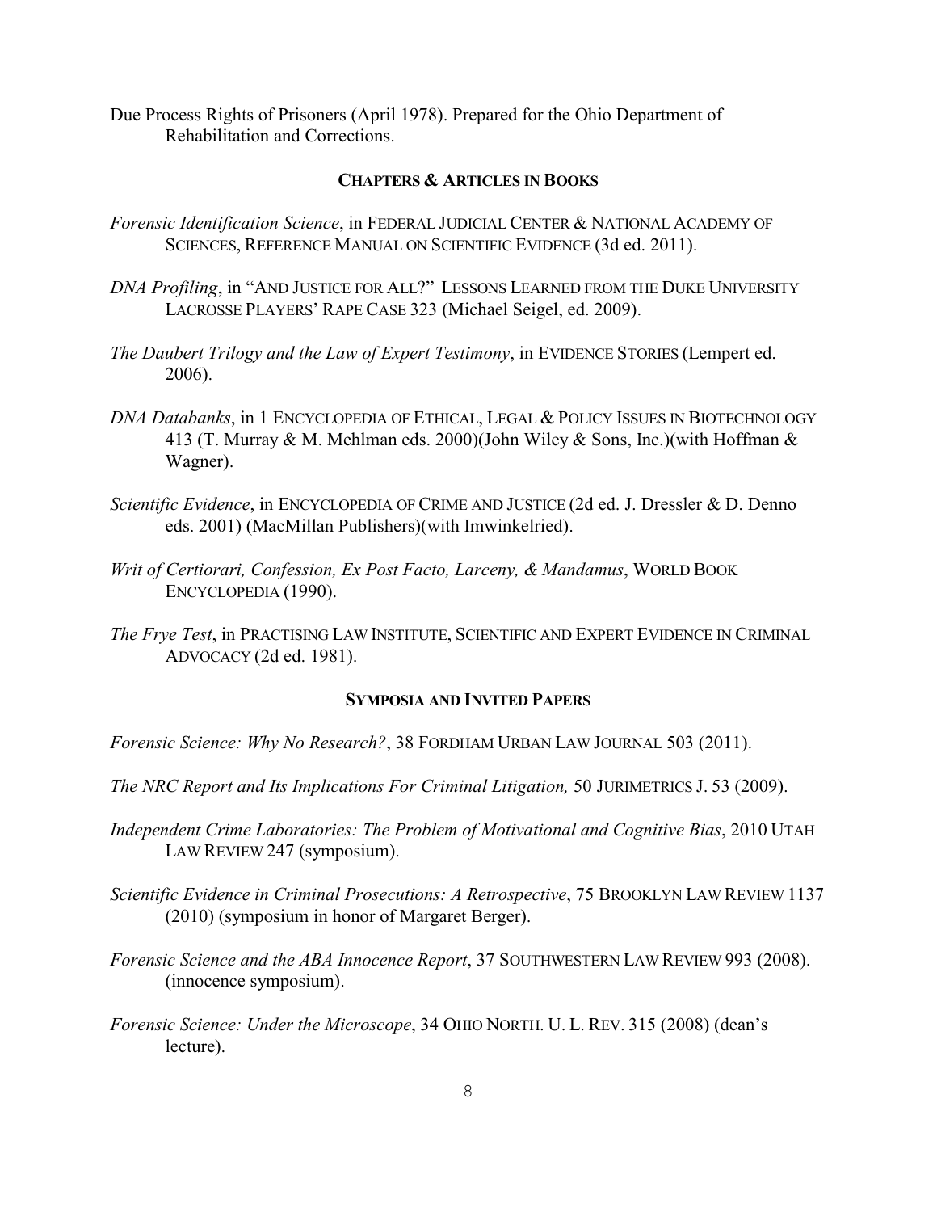Due Process Rights of Prisoners (April 1978). Prepared for the Ohio Department of Rehabilitation and Corrections.

## CHAPTERS & ARTICLES IN BOOKS

*Forensic Identification Science*, in FEDERAL JUDICIAL CENTER & NATIONAL ACADEMY OF SCIENCES, REFERENCE MANUAL ON SCIENTIFIC EVIDENCE (3d ed. 2011).

*DNA Profiling*, in "AND JUSTICE FOR ALL?" LESSONS LEARNED FROM THE DUKE UNIVERSITY LACROSSE PLAYERS' RAPE CASE 323 (Michael Seigel, ed. 2009).

*The Daubert Trilogy and the Law of Expert Testimony*, in EVIDENCE STORIES (Lempert ed. 2006).

*DNA Databanks*, in 1 ENCYCLOPEDIA OF ETHICAL, LEGAL & POLICY ISSUES IN BIOTECHNOLOGY 413 (T. Murray & M. Mehlman eds. 2000)(John Wiley & Sons, Inc.)(with Hoffman & Wagner).

*Scientific Evidence*, in ENCYCLOPEDIA OF CRIME AND JUSTICE (2d ed. J. Dressler & D. Denno eds. 2001) (MacMillan Publishers)(with Imwinkelried).

*Writ of Certiorari, Confession, Ex Post Facto, Larceny, & Mandamus*, WORLD BOOK ENCYCLOPEDIA (1990).

*The Frye Test*, in PRACTISING LAW INSTITUTE, SCIENTIFIC AND EXPERT EVIDENCE IN CRIMINAL ADVOCACY (2d ed. 1981).

## SYMPOSIA AND INVITED PAPERS

*Forensic Science: Why No Research?*, 38 FORDHAM URBAN LAW JOURNAL 503 (2011).

*The NRC Report and Its Implications For Criminal Litigation,* 50 JURIMETRICS J. 53 (2009).

*Independent Crime Laboratories: The Problem of Motivational and Cognitive Bias*, 2010 UTAH LAW REVIEW 247 (symposium).

*Scientific Evidence in Criminal Prosecutions: A Retrospective*, 75 BROOKLYN LAW REVIEW 1137 (2010) (symposium in honor of Margaret Berger).

*Forensic Science and the ABA Innocence Report*, 37 SOUTHWESTERN LAW REVIEW 993 (2008). (innocence symposium).

*Forensic Science: Under the Microscope*, 34 OHIO NORTH. U. L. REV. 315 (2008) (dean's lecture).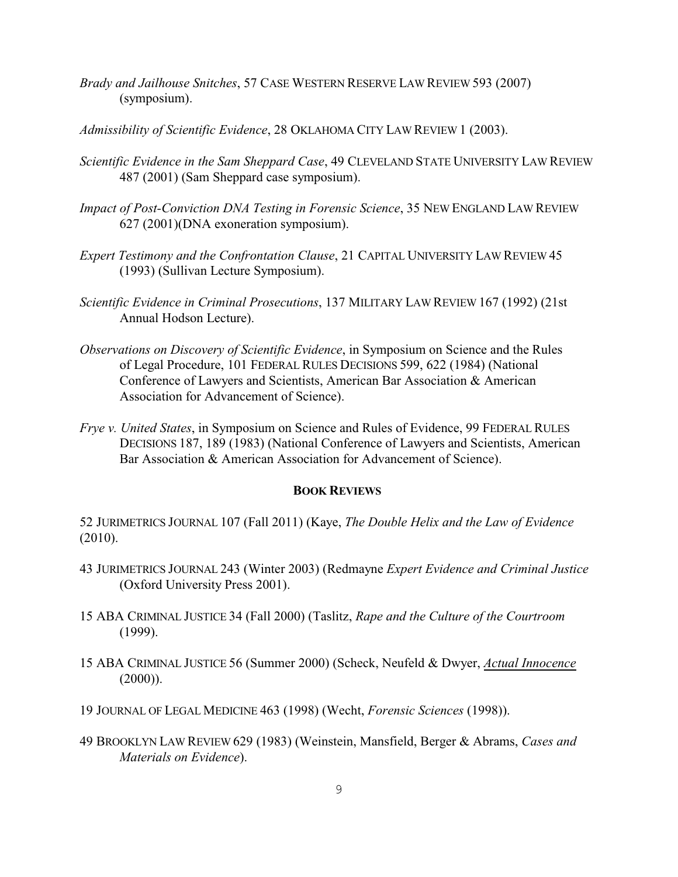*Brady and Jailhouse Snitches*, 57 CASE WESTERN RESERVE LAW REVIEW 593 (2007) (symposium).

*Admissibility of Scientific Evidence*, 28 OKLAHOMA CITY LAW REVIEW 1 (2003).

*Scientific Evidence in the Sam Sheppard Case*, 49 CLEVELAND STATE UNIVERSITY LAW REVIEW 487 (2001) (Sam Sheppard case symposium).

*Impact of Post-Conviction DNA Testing in Forensic Science*, 35 NEW ENGLAND LAW REVIEW 627 (2001)(DNA exoneration symposium).

*Expert Testimony and the Confrontation Clause*, 21 CAPITAL UNIVERSITY LAW REVIEW 45 (1993) (Sullivan Lecture Symposium).

*Scientific Evidence in Criminal Prosecutions*, 137 MILITARY LAW REVIEW 167 (1992) (21st Annual Hodson Lecture).

*Observations on Discovery of Scientific Evidence*, in Symposium on Science and the Rules of Legal Procedure, 101 FEDERAL RULES DECISIONS 599, 622 (1984) (National Conference of Lawyers and Scientists, American Bar Association & American Association for Advancement of Science).

*Frye v. United States*, in Symposium on Science and Rules of Evidence, 99 FEDERAL RULES DECISIONS 187, 189 (1983) (National Conference of Lawyers and Scientists, American Bar Association & American Association for Advancement of Science).

## BOOK REVIEWS

52 JURIMETRICS JOURNAL 107 (Fall 2011) (Kaye, *The Double Helix and the Law of Evidence* (2010).

43 JURIMETRICS JOURNAL 243 (Winter 2003) (Redmayne *Expert Evidence and Criminal Justice* (Oxford University Press 2001).

15 ABA CRIMINAL JUSTICE 34 (Fall 2000) (Taslitz, *Rape and the Culture of the Courtroom* (1999).

15 ABA CRIMINAL JUSTICE 56 (Summer 2000) (Scheck, Neufeld & Dwyer, <u>*Actual Innocence*</u> (2000)).

19 JOURNAL OF LEGAL MEDICINE 463 (1998) (Wecht, *Forensic Sciences* (1998)).

49 BROOKLYN LAW REVIEW 629 (1983) (Weinstein, Mansfield, Berger & Abrams, *Cases and Materials on Evidence*).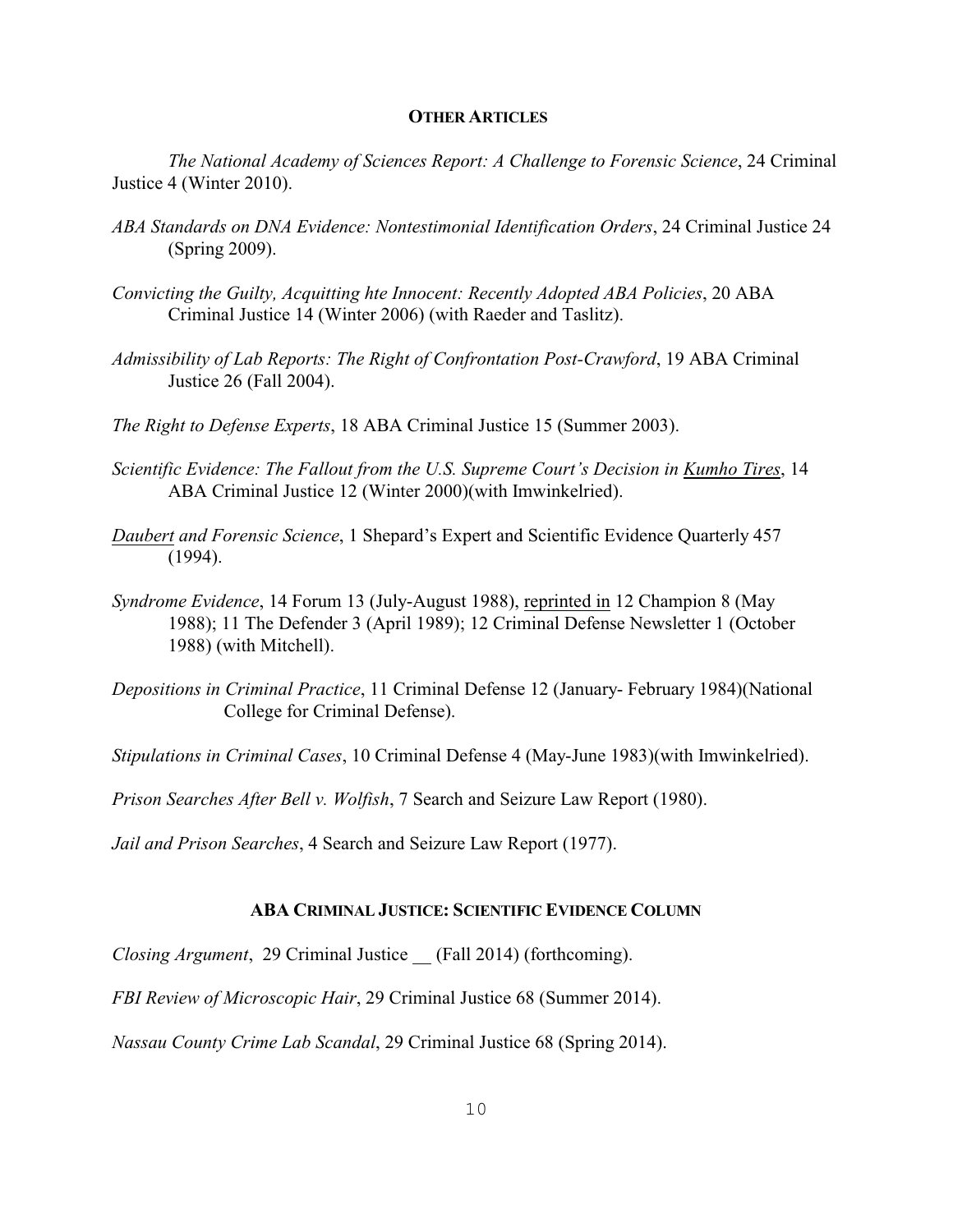## OTHER ARTICLES

*The National Academy of Sciences Report: A Challenge to Forensic Science*, 24 Criminal Justice 4 (Winter 2010).

*ABA Standards on DNA Evidence: Nontestimonial Identification Orders*, 24 Criminal Justice 24 (Spring 2009).

*Convicting the Guilty, Acquitting hte Innocent: Recently Adopted ABA Policies*, 20 ABA Criminal Justice 14 (Winter 2006) (with Raeder and Taslitz).

*Admissibility of Lab Reports: The Right of Confrontation Post-Crawford*, 19 ABA Criminal Justice 26 (Fall 2004).

*The Right to Defense Experts*, 18 ABA Criminal Justice 15 (Summer 2003).

*Scientific Evidence: The Fallout from the U.S. Supreme Court's Decision in Kumho Tires*, 14 ABA Criminal Justice 12 (Winter 2000)(with Imwinkelried).

*Daubert and Forensic Science*, 1 Shepard's Expert and Scientific Evidence Quarterly 457 (1994).

*Syndrome Evidence*, 14 Forum 13 (July-August 1988), reprinted in 12 Champion 8 (May 1988); 11 The Defender 3 (April 1989); 12 Criminal Defense Newsletter 1 (October 1988) (with Mitchell).

*Depositions in Criminal Practice*, 11 Criminal Defense 12 (January- February 1984)(National College for Criminal Defense).

*Stipulations in Criminal Cases*, 10 Criminal Defense 4 (May-June 1983)(with Imwinkelried).

*Prison Searches After Bell v. Wolfish*, 7 Search and Seizure Law Report (1980).

*Jail and Prison Searches*, 4 Search and Seizure Law Report (1977).

## ABA CRIMINAL JUSTICE: SCIENTIFIC EVIDENCE COLUMN

*Closing Argument*, 29 Criminal Justice __ (Fall 2014) (forthcoming).

*FBI Review of Microscopic Hair*, 29 Criminal Justice 68 (Summer 2014).

*Nassau County Crime Lab Scandal*, 29 Criminal Justice 68 (Spring 2014).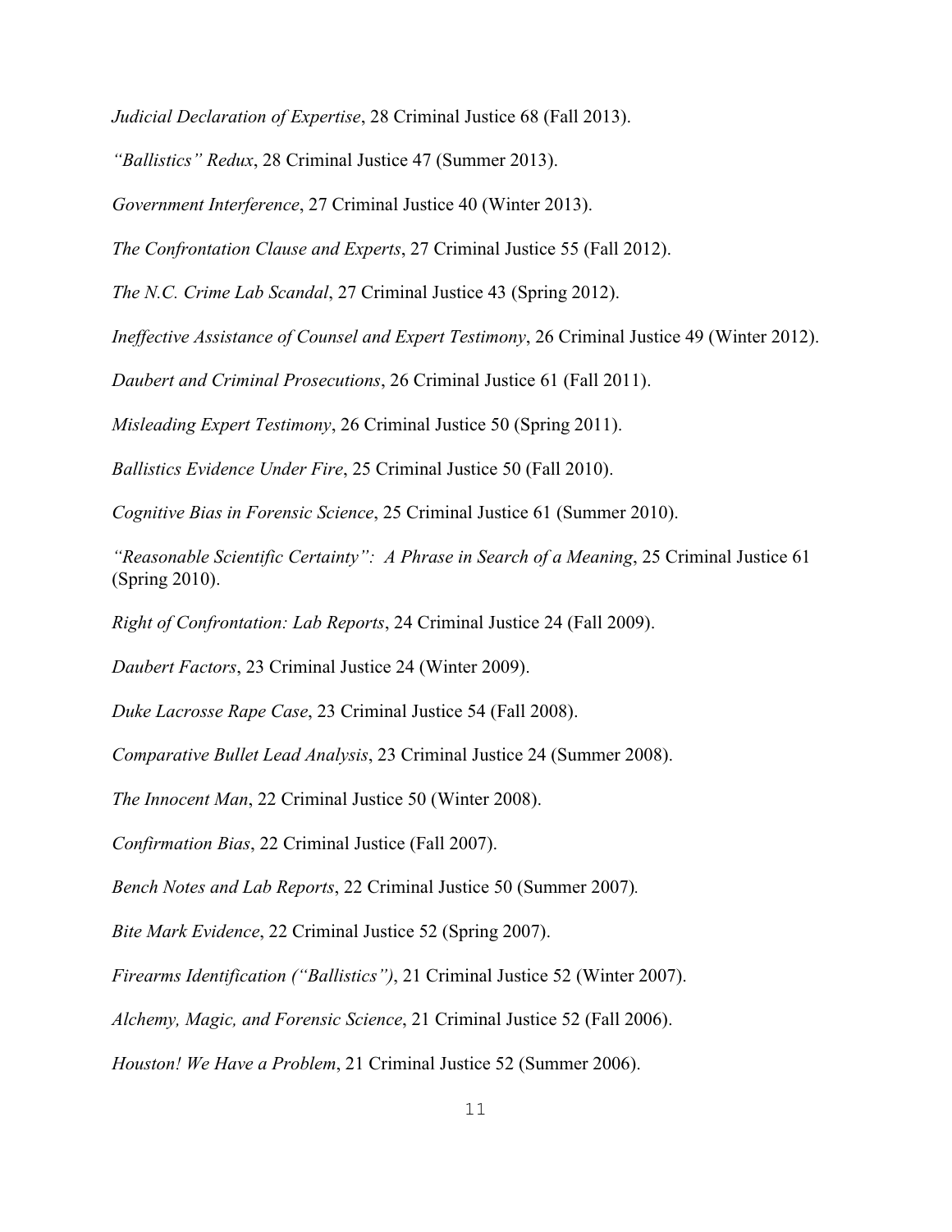*Judicial Declaration of Expertise*, 28 Criminal Justice 68 (Fall 2013).

*"Ballistics" Redux*, 28 Criminal Justice 47 (Summer 2013).

*Government Interference*, 27 Criminal Justice 40 (Winter 2013).

*The Confrontation Clause and Experts*, 27 Criminal Justice 55 (Fall 2012).

*The N.C. Crime Lab Scandal*, 27 Criminal Justice 43 (Spring 2012).

*Ineffective Assistance of Counsel and Expert Testimony*, 26 Criminal Justice 49 (Winter 2012).

*Daubert and Criminal Prosecutions*, 26 Criminal Justice 61 (Fall 2011).

*Misleading Expert Testimony*, 26 Criminal Justice 50 (Spring 2011).

*Ballistics Evidence Under Fire*, 25 Criminal Justice 50 (Fall 2010).

*Cognitive Bias in Forensic Science*, 25 Criminal Justice 61 (Summer 2010).

*"Reasonable Scientific Certainty": A Phrase in Search of a Meaning*, 25 Criminal Justice 61 (Spring 2010).

*Right of Confrontation: Lab Reports*, 24 Criminal Justice 24 (Fall 2009).

*Daubert Factors*, 23 Criminal Justice 24 (Winter 2009).

*Duke Lacrosse Rape Case*, 23 Criminal Justice 54 (Fall 2008).

*Comparative Bullet Lead Analysis*, 23 Criminal Justice 24 (Summer 2008).

*The Innocent Man*, 22 Criminal Justice 50 (Winter 2008).

*Confirmation Bias*, 22 Criminal Justice (Fall 2007).

*Bench Notes and Lab Reports*, 22 Criminal Justice 50 (Summer 2007).

*Bite Mark Evidence*, 22 Criminal Justice 52 (Spring 2007).

*Firearms Identification ("Ballistics")*, 21 Criminal Justice 52 (Winter 2007).

*Alchemy, Magic, and Forensic Science*, 21 Criminal Justice 52 (Fall 2006).

*Houston! We Have a Problem*, 21 Criminal Justice 52 (Summer 2006).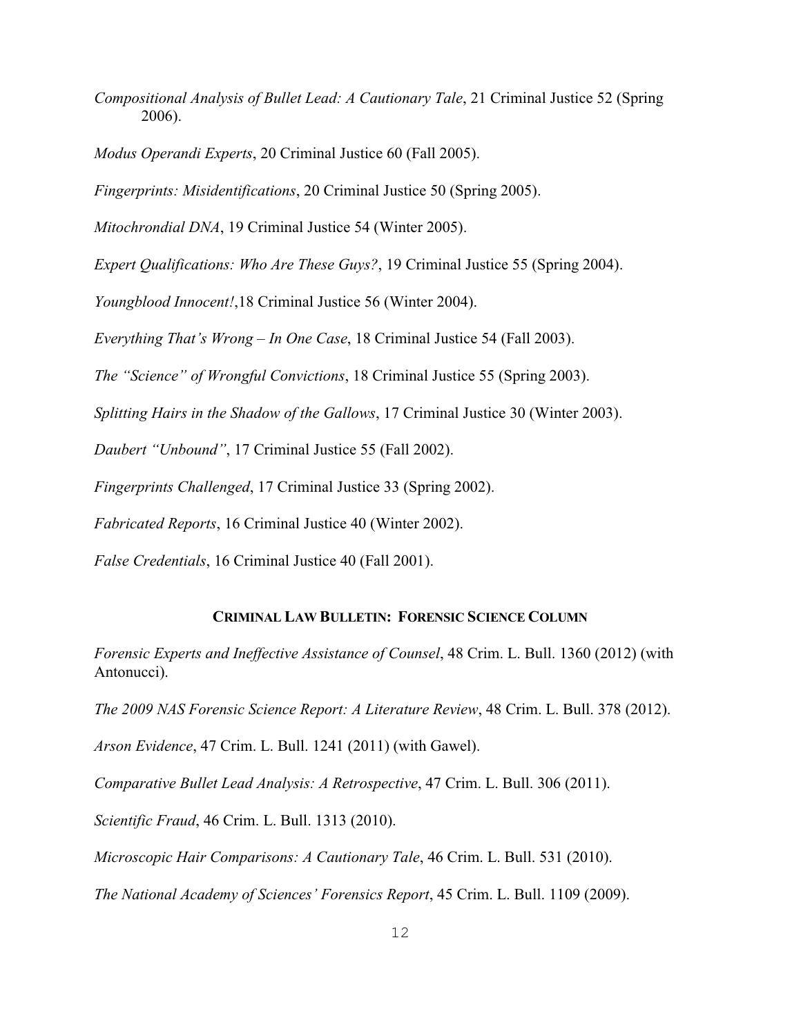*Compositional Analysis of Bullet Lead: A Cautionary Tale*, 21 Criminal Justice 52 (Spring 2006).

*Modus Operandi Experts*, 20 Criminal Justice 60 (Fall 2005).

*Fingerprints: Misidentifications*, 20 Criminal Justice 50 (Spring 2005).

*Mitochrondial DNA*, 19 Criminal Justice 54 (Winter 2005).

*Expert Qualifications: Who Are These Guys?*, 19 Criminal Justice 55 (Spring 2004).

*Youngblood Innocent!*,18 Criminal Justice 56 (Winter 2004).

*Everything That's Wrong – In One Case*, 18 Criminal Justice 54 (Fall 2003).

*The "Science" of Wrongful Convictions*, 18 Criminal Justice 55 (Spring 2003).

*Splitting Hairs in the Shadow of the Gallows*, 17 Criminal Justice 30 (Winter 2003).

*Daubert "Unbound"*, 17 Criminal Justice 55 (Fall 2002).

*Fingerprints Challenged*, 17 Criminal Justice 33 (Spring 2002).

*Fabricated Reports*, 16 Criminal Justice 40 (Winter 2002).

*False Credentials*, 16 Criminal Justice 40 (Fall 2001).

### CRIMINAL LAW BULLETIN: FORENSIC SCIENCE COLUMN

*Forensic Experts and Ineffective Assistance of Counsel*, 48 Crim. L. Bull. 1360 (2012) (with Antonucci).

*The 2009 NAS Forensic Science Report: A Literature Review*, 48 Crim. L. Bull. 378 (2012).

*Arson Evidence*, 47 Crim. L. Bull. 1241 (2011) (with Gawel).

*Comparative Bullet Lead Analysis: A Retrospective*, 47 Crim. L. Bull. 306 (2011).

*Scientific Fraud*, 46 Crim. L. Bull. 1313 (2010).

*Microscopic Hair Comparisons: A Cautionary Tale*, 46 Crim. L. Bull. 531 (2010).

*The National Academy of Sciences' Forensics Report*, 45 Crim. L. Bull. 1109 (2009).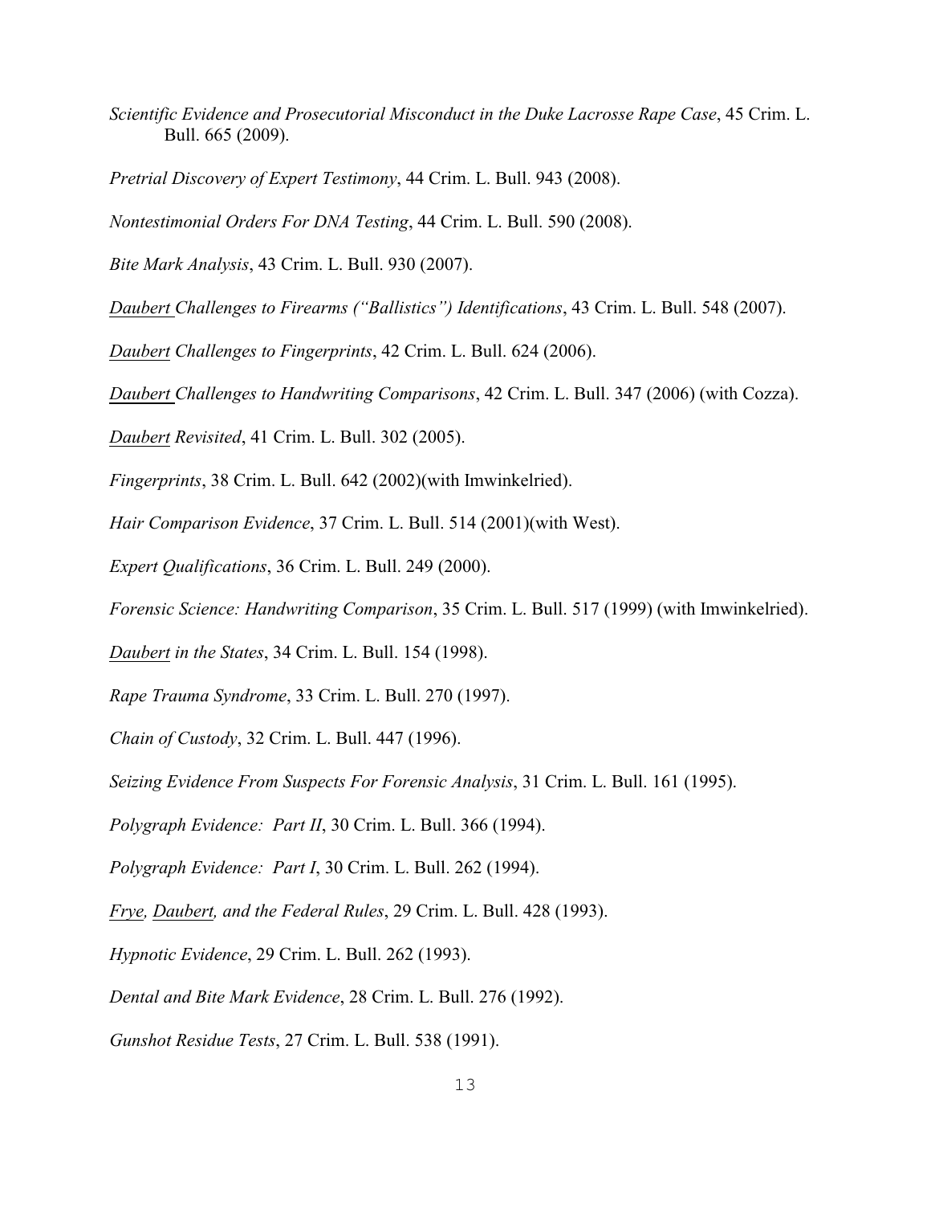*Scientific Evidence and Prosecutorial Misconduct in the Duke Lacrosse Rape Case*, 45 Crim. L. Bull. 665 (2009).

*Pretrial Discovery of Expert Testimony*, 44 Crim. L. Bull. 943 (2008).

*Nontestimonial Orders For DNA Testing*, 44 Crim. L. Bull. 590 (2008).

*Bite Mark Analysis*, 43 Crim. L. Bull. 930 (2007).

*Daubert Challenges to Firearms ("Ballistics") Identifications*, 43 Crim. L. Bull. 548 (2007).

*Daubert Challenges to Fingerprints*, 42 Crim. L. Bull. 624 (2006).

*Daubert Challenges to Handwriting Comparisons*, 42 Crim. L. Bull. 347 (2006) (with Cozza).

*Daubert Revisited*, 41 Crim. L. Bull. 302 (2005).

*Fingerprints*, 38 Crim. L. Bull. 642 (2002)(with Imwinkelried).

*Hair Comparison Evidence*, 37 Crim. L. Bull. 514 (2001)(with West).

*Expert Qualifications*, 36 Crim. L. Bull. 249 (2000).

*Forensic Science: Handwriting Comparison*, 35 Crim. L. Bull. 517 (1999) (with Imwinkelried).

*Daubert in the States*, 34 Crim. L. Bull. 154 (1998).

*Rape Trauma Syndrome*, 33 Crim. L. Bull. 270 (1997).

*Chain of Custody*, 32 Crim. L. Bull. 447 (1996).

*Seizing Evidence From Suspects For Forensic Analysis*, 31 Crim. L. Bull. 161 (1995).

*Polygraph Evidence: Part II*, 30 Crim. L. Bull. 366 (1994).

*Polygraph Evidence: Part I*, 30 Crim. L. Bull. 262 (1994).

*Frye, Daubert, and the Federal Rules*, 29 Crim. L. Bull. 428 (1993).

*Hypnotic Evidence*, 29 Crim. L. Bull. 262 (1993).

*Dental and Bite Mark Evidence*, 28 Crim. L. Bull. 276 (1992).

*Gunshot Residue Tests*, 27 Crim. L. Bull. 538 (1991).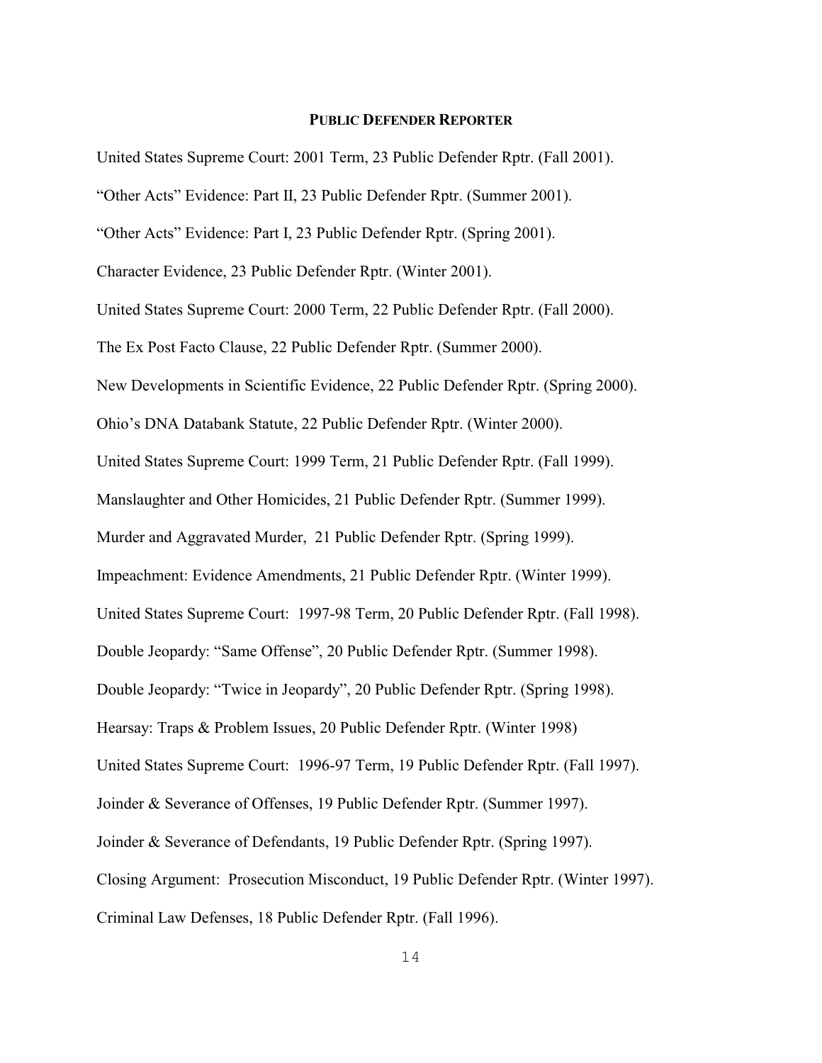## PUBLIC DEFENDER REPORTER

United States Supreme Court: 2001 Term, 23 Public Defender Rptr. (Fall 2001).

“Other Acts” Evidence: Part II, 23 Public Defender Rptr. (Summer 2001).

“Other Acts” Evidence: Part I, 23 Public Defender Rptr. (Spring 2001).

Character Evidence, 23 Public Defender Rptr. (Winter 2001).

United States Supreme Court: 2000 Term, 22 Public Defender Rptr. (Fall 2000).

The Ex Post Facto Clause, 22 Public Defender Rptr. (Summer 2000).

New Developments in Scientific Evidence, 22 Public Defender Rptr. (Spring 2000).

Ohio’s DNA Databank Statute, 22 Public Defender Rptr. (Winter 2000).

United States Supreme Court: 1999 Term, 21 Public Defender Rptr. (Fall 1999).

Manslaughter and Other Homicides, 21 Public Defender Rptr. (Summer 1999).

Murder and Aggravated Murder, 21 Public Defender Rptr. (Spring 1999).

Impeachment: Evidence Amendments, 21 Public Defender Rptr. (Winter 1999).

United States Supreme Court: 1997-98 Term, 20 Public Defender Rptr. (Fall 1998).

Double Jeopardy: “Same Offense”, 20 Public Defender Rptr. (Summer 1998).

Double Jeopardy: “Twice in Jeopardy”, 20 Public Defender Rptr. (Spring 1998).

Hearsay: Traps & Problem Issues, 20 Public Defender Rptr. (Winter 1998)

United States Supreme Court: 1996-97 Term, 19 Public Defender Rptr. (Fall 1997).

Joinder & Severance of Offenses, 19 Public Defender Rptr. (Summer 1997).

Joinder & Severance of Defendants, 19 Public Defender Rptr. (Spring 1997).

Closing Argument: Prosecution Misconduct, 19 Public Defender Rptr. (Winter 1997).

Criminal Law Defenses, 18 Public Defender Rptr. (Fall 1996).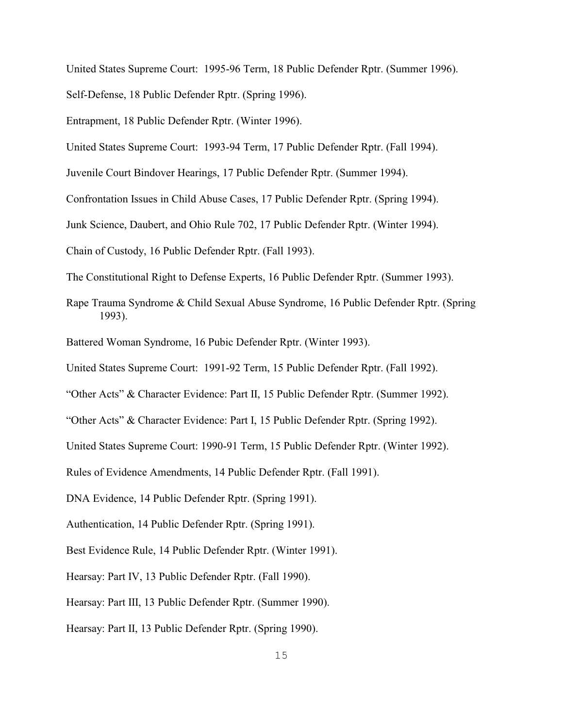United States Supreme Court:  1995-96 Term, 18 Public Defender Rptr. (Summer 1996).

Self-Defense, 18 Public Defender Rptr. (Spring 1996).

Entrapment, 18 Public Defender Rptr. (Winter 1996).

United States Supreme Court:  1993-94 Term, 17 Public Defender Rptr. (Fall 1994).

Juvenile Court Bindover Hearings, 17 Public Defender Rptr. (Summer 1994).

Confrontation Issues in Child Abuse Cases, 17 Public Defender Rptr. (Spring 1994).

Junk Science, Daubert, and Ohio Rule 702, 17 Public Defender Rptr. (Winter 1994).

Chain of Custody, 16 Public Defender Rptr. (Fall 1993).

The Constitutional Right to Defense Experts, 16 Public Defender Rptr. (Summer 1993).

Rape Trauma Syndrome & Child Sexual Abuse Syndrome, 16 Public Defender Rptr. (Spring 1993).

Battered Woman Syndrome, 16 Pubic Defender Rptr. (Winter 1993).

United States Supreme Court:  1991-92 Term, 15 Public Defender Rptr. (Fall 1992).

"Other Acts" & Character Evidence: Part II, 15 Public Defender Rptr. (Summer 1992).

"Other Acts" & Character Evidence: Part I, 15 Public Defender Rptr. (Spring 1992).

United States Supreme Court: 1990-91 Term, 15 Public Defender Rptr. (Winter 1992).

Rules of Evidence Amendments, 14 Public Defender Rptr. (Fall 1991).

DNA Evidence, 14 Public Defender Rptr. (Spring 1991).

Authentication, 14 Public Defender Rptr. (Spring 1991).

Best Evidence Rule, 14 Public Defender Rptr. (Winter 1991).

Hearsay: Part IV, 13 Public Defender Rptr. (Fall 1990).

Hearsay: Part III, 13 Public Defender Rptr. (Summer 1990).

Hearsay: Part II, 13 Public Defender Rptr. (Spring 1990).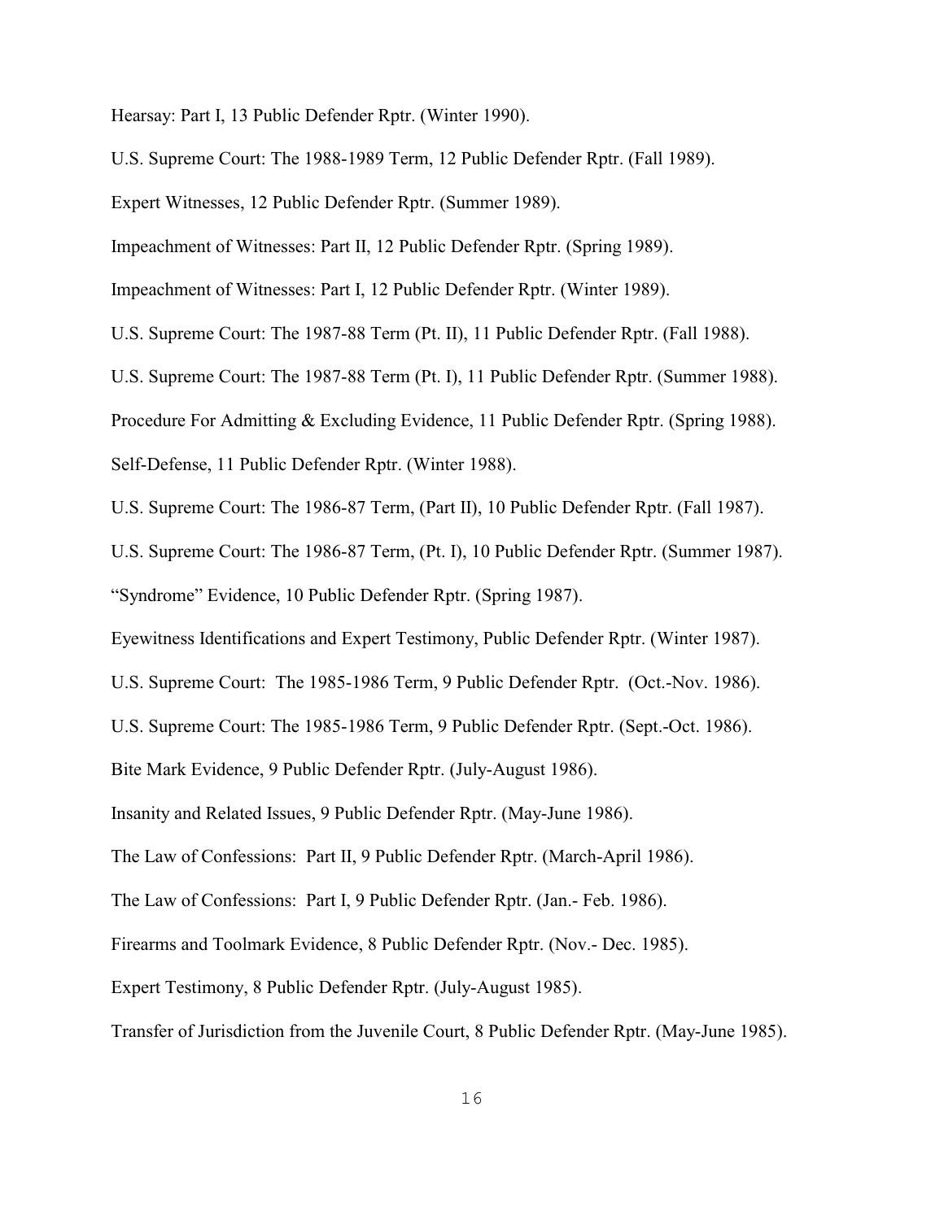Hearsay: Part I, 13 Public Defender Rptr. (Winter 1990).

U.S. Supreme Court: The 1988-1989 Term, 12 Public Defender Rptr. (Fall 1989).

Expert Witnesses, 12 Public Defender Rptr. (Summer 1989).

Impeachment of Witnesses: Part II, 12 Public Defender Rptr. (Spring 1989).

Impeachment of Witnesses: Part I, 12 Public Defender Rptr. (Winter 1989).

U.S. Supreme Court: The 1987-88 Term (Pt. II), 11 Public Defender Rptr. (Fall 1988).

U.S. Supreme Court: The 1987-88 Term (Pt. I), 11 Public Defender Rptr. (Summer 1988).

Procedure For Admitting & Excluding Evidence, 11 Public Defender Rptr. (Spring 1988).

Self-Defense, 11 Public Defender Rptr. (Winter 1988).

U.S. Supreme Court: The 1986-87 Term, (Part II), 10 Public Defender Rptr. (Fall 1987).

U.S. Supreme Court: The 1986-87 Term, (Pt. I), 10 Public Defender Rptr. (Summer 1987).

"Syndrome" Evidence, 10 Public Defender Rptr. (Spring 1987).

Eyewitness Identifications and Expert Testimony, Public Defender Rptr. (Winter 1987).

U.S. Supreme Court: The 1985-1986 Term, 9 Public Defender Rptr. (Oct.-Nov. 1986).

U.S. Supreme Court: The 1985-1986 Term, 9 Public Defender Rptr. (Sept.-Oct. 1986).

Bite Mark Evidence, 9 Public Defender Rptr. (July-August 1986).

Insanity and Related Issues, 9 Public Defender Rptr. (May-June 1986).

The Law of Confessions: Part II, 9 Public Defender Rptr. (March-April 1986).

The Law of Confessions: Part I, 9 Public Defender Rptr. (Jan.- Feb. 1986).

Firearms and Toolmark Evidence, 8 Public Defender Rptr. (Nov.- Dec. 1985).

Expert Testimony, 8 Public Defender Rptr. (July-August 1985).

Transfer of Jurisdiction from the Juvenile Court, 8 Public Defender Rptr. (May-June 1985).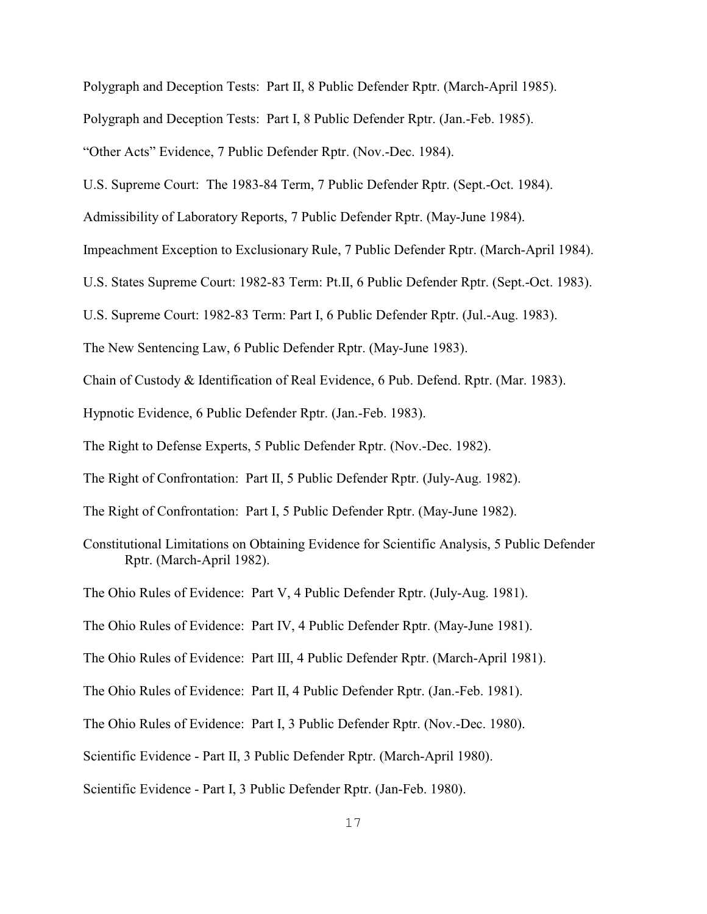Polygraph and Deception Tests: Part II, 8 Public Defender Rptr. (March-April 1985).

Polygraph and Deception Tests: Part I, 8 Public Defender Rptr. (Jan.-Feb. 1985).

"Other Acts" Evidence, 7 Public Defender Rptr. (Nov.-Dec. 1984).

U.S. Supreme Court: The 1983-84 Term, 7 Public Defender Rptr. (Sept.-Oct. 1984).

Admissibility of Laboratory Reports, 7 Public Defender Rptr. (May-June 1984).

Impeachment Exception to Exclusionary Rule, 7 Public Defender Rptr. (March-April 1984).

U.S. States Supreme Court: 1982-83 Term: Pt.II, 6 Public Defender Rptr. (Sept.-Oct. 1983).

U.S. Supreme Court: 1982-83 Term: Part I, 6 Public Defender Rptr. (Jul.-Aug. 1983).

The New Sentencing Law, 6 Public Defender Rptr. (May-June 1983).

Chain of Custody & Identification of Real Evidence, 6 Pub. Defend. Rptr. (Mar. 1983).

Hypnotic Evidence, 6 Public Defender Rptr. (Jan.-Feb. 1983).

The Right to Defense Experts, 5 Public Defender Rptr. (Nov.-Dec. 1982).

The Right of Confrontation: Part II, 5 Public Defender Rptr. (July-Aug. 1982).

The Right of Confrontation: Part I, 5 Public Defender Rptr. (May-June 1982).

Constitutional Limitations on Obtaining Evidence for Scientific Analysis, 5 Public Defender Rptr. (March-April 1982).

The Ohio Rules of Evidence: Part V, 4 Public Defender Rptr. (July-Aug. 1981).

The Ohio Rules of Evidence: Part IV, 4 Public Defender Rptr. (May-June 1981).

The Ohio Rules of Evidence: Part III, 4 Public Defender Rptr. (March-April 1981).

The Ohio Rules of Evidence: Part II, 4 Public Defender Rptr. (Jan.-Feb. 1981).

The Ohio Rules of Evidence: Part I, 3 Public Defender Rptr. (Nov.-Dec. 1980).

Scientific Evidence - Part II, 3 Public Defender Rptr. (March-April 1980).

Scientific Evidence - Part I, 3 Public Defender Rptr. (Jan-Feb. 1980).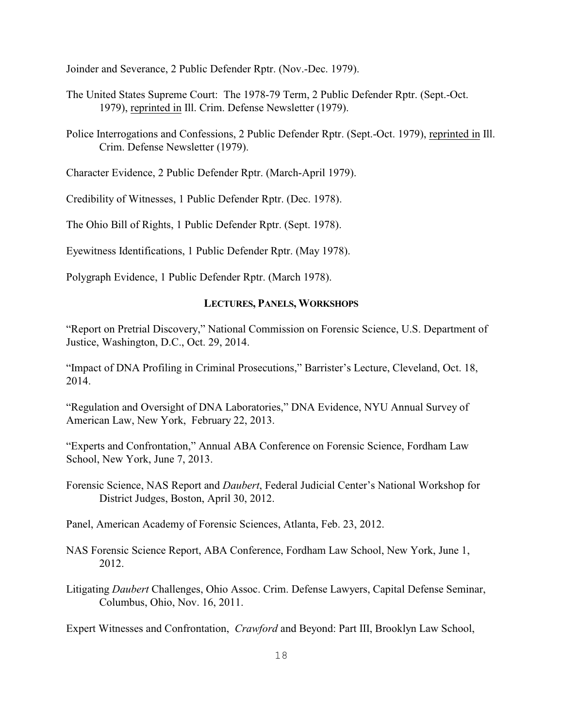Joinder and Severance, 2 Public Defender Rptr. (Nov.-Dec. 1979).

The United States Supreme Court: The 1978-79 Term, 2 Public Defender Rptr. (Sept.-Oct. 1979), <u>reprinted in</u> Ill. Crim. Defense Newsletter (1979).

Police Interrogations and Confessions, 2 Public Defender Rptr. (Sept.-Oct. 1979), <u>reprinted in</u> Ill. Crim. Defense Newsletter (1979).

Character Evidence, 2 Public Defender Rptr. (March-April 1979).

Credibility of Witnesses, 1 Public Defender Rptr. (Dec. 1978).

The Ohio Bill of Rights, 1 Public Defender Rptr. (Sept. 1978).

Eyewitness Identifications, 1 Public Defender Rptr. (May 1978).

Polygraph Evidence, 1 Public Defender Rptr. (March 1978).

## LECTURES, PANELS, WORKSHOPS

"Report on Pretrial Discovery," National Commission on Forensic Science, U.S. Department of Justice, Washington, D.C., Oct. 29, 2014.

"Impact of DNA Profiling in Criminal Prosecutions," Barrister's Lecture, Cleveland, Oct. 18, 2014.

"Regulation and Oversight of DNA Laboratories," DNA Evidence, NYU Annual Survey of American Law, New York, February 22, 2013.

"Experts and Confrontation," Annual ABA Conference on Forensic Science, Fordham Law School, New York, June 7, 2013.

Forensic Science, NAS Report and *Daubert*, Federal Judicial Center's National Workshop for District Judges, Boston, April 30, 2012.

Panel, American Academy of Forensic Sciences, Atlanta, Feb. 23, 2012.

NAS Forensic Science Report, ABA Conference, Fordham Law School, New York, June 1, 2012.

Litigating *Daubert* Challenges, Ohio Assoc. Crim. Defense Lawyers, Capital Defense Seminar, Columbus, Ohio, Nov. 16, 2011.

Expert Witnesses and Confrontation, *Crawford* and Beyond: Part III, Brooklyn Law School,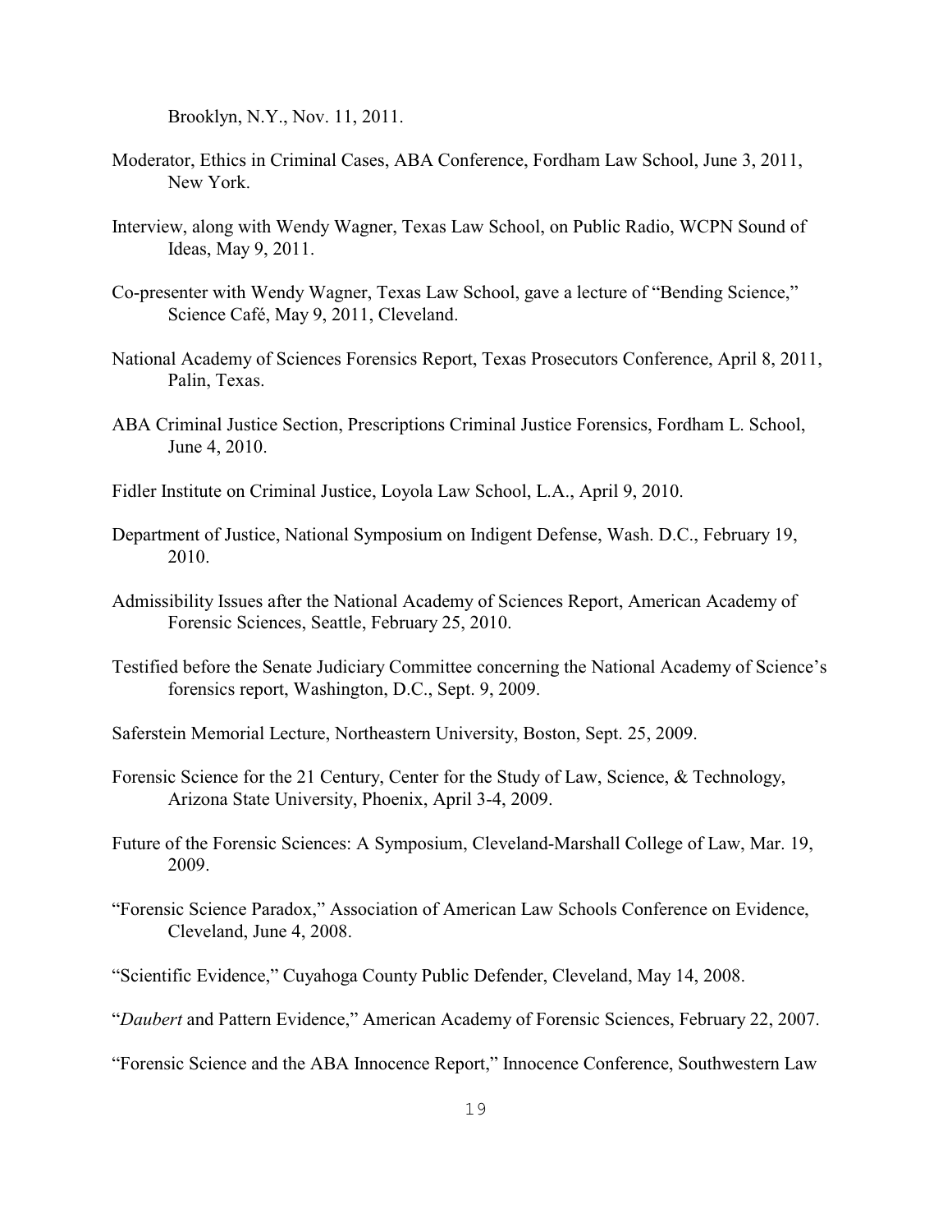Brooklyn, N.Y., Nov. 11, 2011.

Moderator, Ethics in Criminal Cases, ABA Conference, Fordham Law School, June 3, 2011, New York.

Interview, along with Wendy Wagner, Texas Law School, on Public Radio, WCPN Sound of Ideas, May 9, 2011.

Co-presenter with Wendy Wagner, Texas Law School, gave a lecture of "Bending Science," Science Café, May 9, 2011, Cleveland.

National Academy of Sciences Forensics Report, Texas Prosecutors Conference, April 8, 2011, Palin, Texas.

ABA Criminal Justice Section, Prescriptions Criminal Justice Forensics, Fordham L. School, June 4, 2010.

Fidler Institute on Criminal Justice, Loyola Law School, L.A., April 9, 2010.

Department of Justice, National Symposium on Indigent Defense, Wash. D.C., February 19, 2010.

Admissibility Issues after the National Academy of Sciences Report, American Academy of Forensic Sciences, Seattle, February 25, 2010.

Testified before the Senate Judiciary Committee concerning the National Academy of Science's forensics report, Washington, D.C., Sept. 9, 2009.

Saferstein Memorial Lecture, Northeastern University, Boston, Sept. 25, 2009.

Forensic Science for the 21 Century, Center for the Study of Law, Science, & Technology, Arizona State University, Phoenix, April 3-4, 2009.

Future of the Forensic Sciences: A Symposium, Cleveland-Marshall College of Law, Mar. 19, 2009.

"Forensic Science Paradox," Association of American Law Schools Conference on Evidence, Cleveland, June 4, 2008.

"Scientific Evidence," Cuyahoga County Public Defender, Cleveland, May 14, 2008.

"*Daubert* and Pattern Evidence," American Academy of Forensic Sciences, February 22, 2007.

"Forensic Science and the ABA Innocence Report," Innocence Conference, Southwestern Law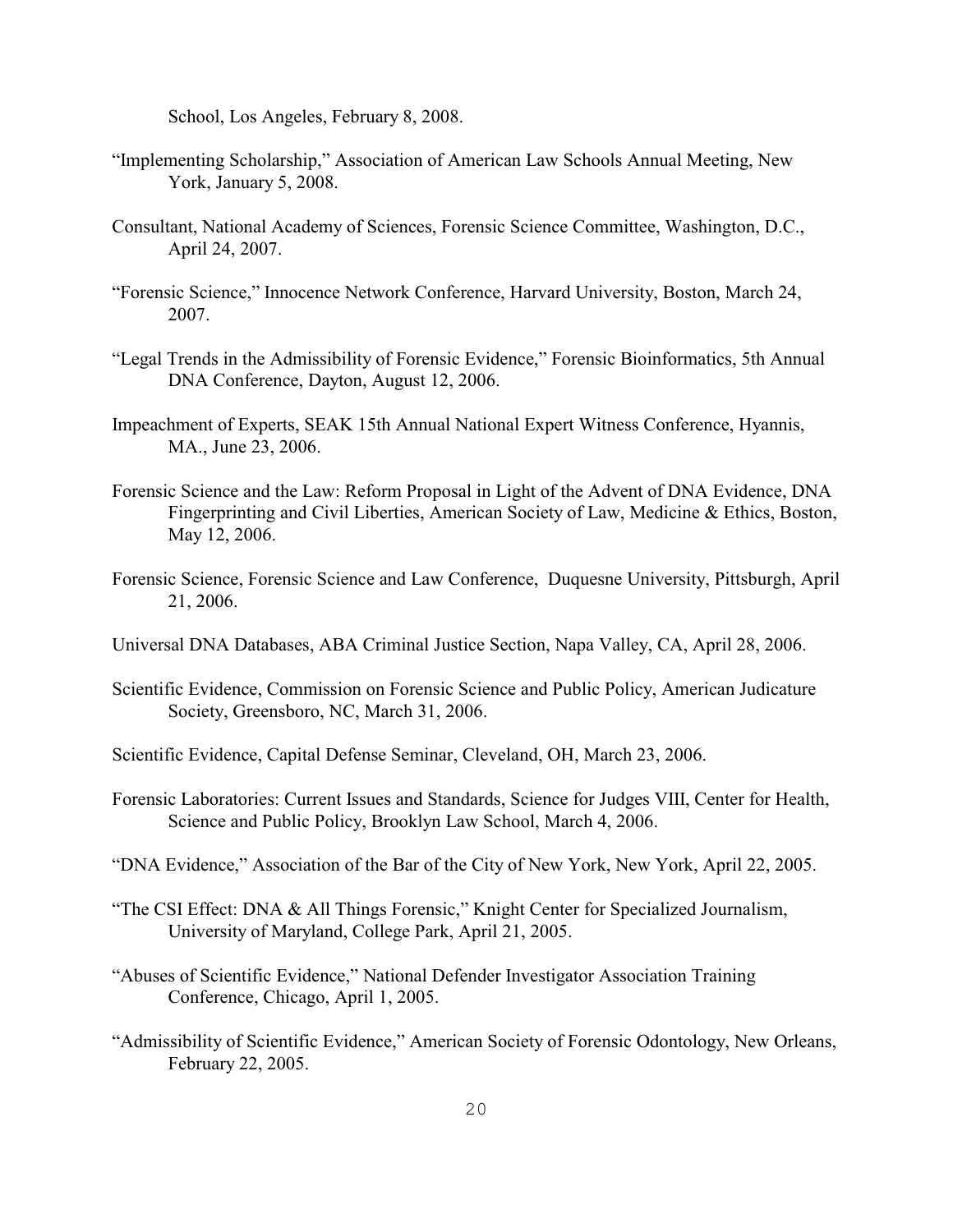School, Los Angeles, February 8, 2008.

"Implementing Scholarship," Association of American Law Schools Annual Meeting, New York, January 5, 2008.

Consultant, National Academy of Sciences, Forensic Science Committee, Washington, D.C., April 24, 2007.

"Forensic Science," Innocence Network Conference, Harvard University, Boston, March 24, 2007.

"Legal Trends in the Admissibility of Forensic Evidence," Forensic Bioinformatics, 5th Annual DNA Conference, Dayton, August 12, 2006.

Impeachment of Experts, SEAK 15th Annual National Expert Witness Conference, Hyannis, MA., June 23, 2006.

Forensic Science and the Law: Reform Proposal in Light of the Advent of DNA Evidence, DNA Fingerprinting and Civil Liberties, American Society of Law, Medicine & Ethics, Boston, May 12, 2006.

Forensic Science, Forensic Science and Law Conference, Duquesne University, Pittsburgh, April 21, 2006.

Universal DNA Databases, ABA Criminal Justice Section, Napa Valley, CA, April 28, 2006.

Scientific Evidence, Commission on Forensic Science and Public Policy, American Judicature Society, Greensboro, NC, March 31, 2006.

Scientific Evidence, Capital Defense Seminar, Cleveland, OH, March 23, 2006.

Forensic Laboratories: Current Issues and Standards, Science for Judges VIII, Center for Health, Science and Public Policy, Brooklyn Law School, March 4, 2006.

"DNA Evidence," Association of the Bar of the City of New York, New York, April 22, 2005.

"The CSI Effect: DNA & All Things Forensic," Knight Center for Specialized Journalism, University of Maryland, College Park, April 21, 2005.

"Abuses of Scientific Evidence," National Defender Investigator Association Training Conference, Chicago, April 1, 2005.

"Admissibility of Scientific Evidence," American Society of Forensic Odontology, New Orleans, February 22, 2005.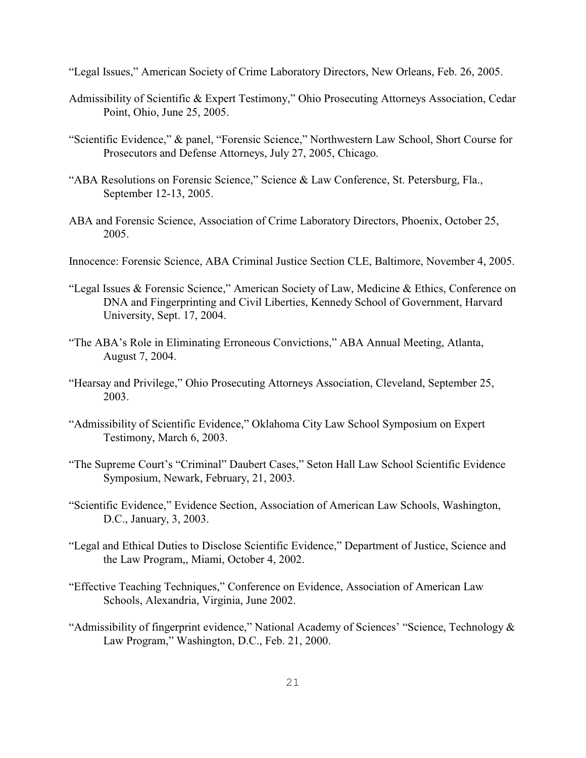"Legal Issues," American Society of Crime Laboratory Directors, New Orleans, Feb. 26, 2005.

Admissibility of Scientific & Expert Testimony," Ohio Prosecuting Attorneys Association, Cedar Point, Ohio, June 25, 2005.

"Scientific Evidence," & panel, "Forensic Science," Northwestern Law School, Short Course for Prosecutors and Defense Attorneys, July 27, 2005, Chicago.

"ABA Resolutions on Forensic Science," Science & Law Conference, St. Petersburg, Fla., September 12-13, 2005.

ABA and Forensic Science, Association of Crime Laboratory Directors, Phoenix, October 25, 2005.

Innocence: Forensic Science, ABA Criminal Justice Section CLE, Baltimore, November 4, 2005.

"Legal Issues & Forensic Science," American Society of Law, Medicine & Ethics, Conference on DNA and Fingerprinting and Civil Liberties, Kennedy School of Government, Harvard University, Sept. 17, 2004.

"The ABA's Role in Eliminating Erroneous Convictions," ABA Annual Meeting, Atlanta, August 7, 2004.

"Hearsay and Privilege," Ohio Prosecuting Attorneys Association, Cleveland, September 25, 2003.

"Admissibility of Scientific Evidence," Oklahoma City Law School Symposium on Expert Testimony, March 6, 2003.

"The Supreme Court's "Criminal" Daubert Cases," Seton Hall Law School Scientific Evidence Symposium, Newark, February, 21, 2003.

"Scientific Evidence," Evidence Section, Association of American Law Schools, Washington, D.C., January, 3, 2003.

"Legal and Ethical Duties to Disclose Scientific Evidence," Department of Justice, Science and the Law Program,, Miami, October 4, 2002.

"Effective Teaching Techniques," Conference on Evidence, Association of American Law Schools, Alexandria, Virginia, June 2002.

"Admissibility of fingerprint evidence," National Academy of Sciences' "Science, Technology & Law Program," Washington, D.C., Feb. 21, 2000.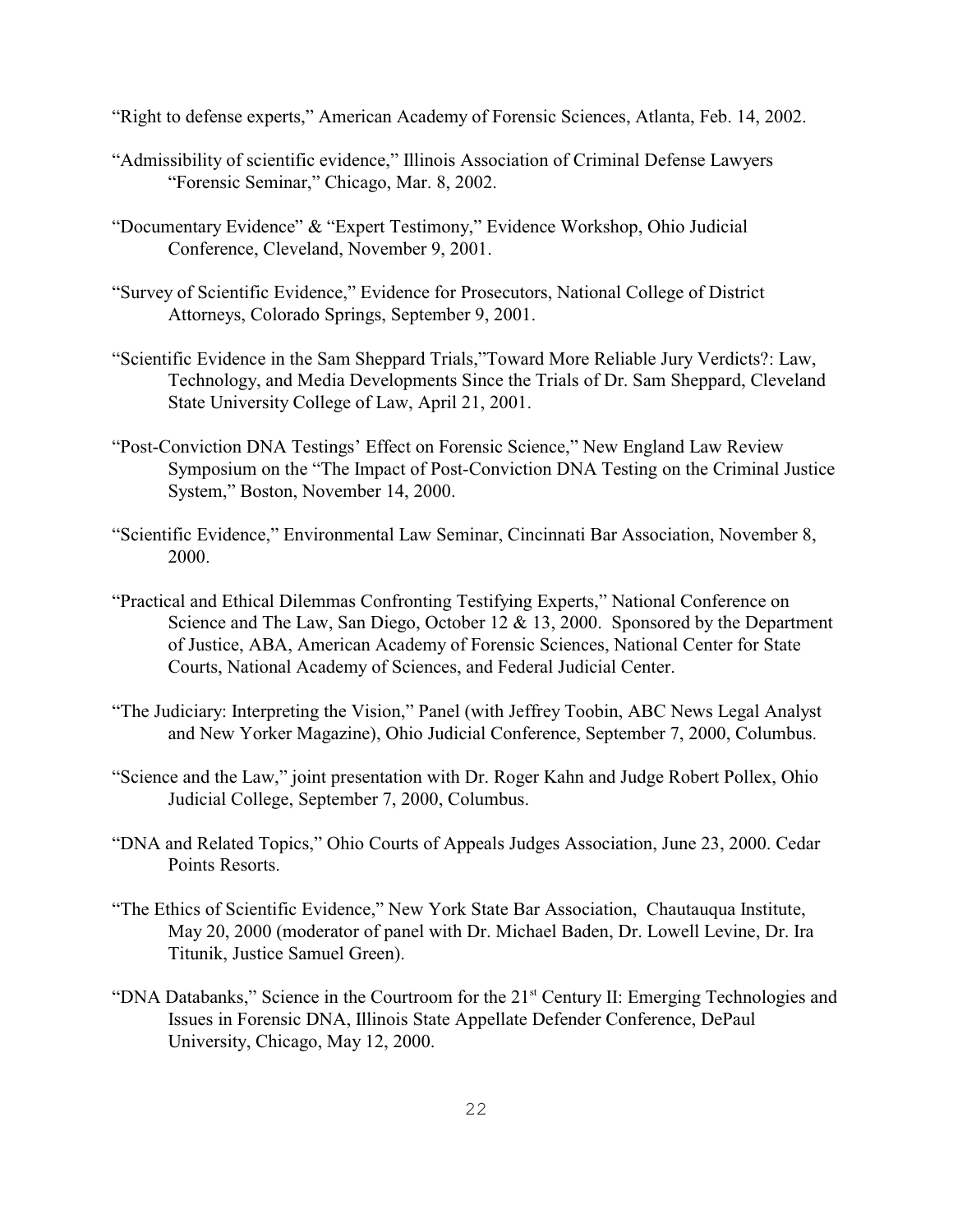"Right to defense experts," American Academy of Forensic Sciences, Atlanta, Feb. 14, 2002.

"Admissibility of scientific evidence," Illinois Association of Criminal Defense Lawyers "Forensic Seminar," Chicago, Mar. 8, 2002.

"Documentary Evidence" & "Expert Testimony," Evidence Workshop, Ohio Judicial Conference, Cleveland, November 9, 2001.

"Survey of Scientific Evidence," Evidence for Prosecutors, National College of District Attorneys, Colorado Springs, September 9, 2001.

"Scientific Evidence in the Sam Sheppard Trials,"Toward More Reliable Jury Verdicts?: Law, Technology, and Media Developments Since the Trials of Dr. Sam Sheppard, Cleveland State University College of Law, April 21, 2001.

"Post-Conviction DNA Testings' Effect on Forensic Science," New England Law Review Symposium on the "The Impact of Post-Conviction DNA Testing on the Criminal Justice System," Boston, November 14, 2000.

"Scientific Evidence," Environmental Law Seminar, Cincinnati Bar Association, November 8, 2000.

"Practical and Ethical Dilemmas Confronting Testifying Experts," National Conference on Science and The Law, San Diego, October 12 & 13, 2000. Sponsored by the Department of Justice, ABA, American Academy of Forensic Sciences, National Center for State Courts, National Academy of Sciences, and Federal Judicial Center.

"The Judiciary: Interpreting the Vision," Panel (with Jeffrey Toobin, ABC News Legal Analyst and New Yorker Magazine), Ohio Judicial Conference, September 7, 2000, Columbus.

"Science and the Law," joint presentation with Dr. Roger Kahn and Judge Robert Pollex, Ohio Judicial College, September 7, 2000, Columbus.

"DNA and Related Topics," Ohio Courts of Appeals Judges Association, June 23, 2000. Cedar Points Resorts.

"The Ethics of Scientific Evidence," New York State Bar Association, Chautauqua Institute, May 20, 2000 (moderator of panel with Dr. Michael Baden, Dr. Lowell Levine, Dr. Ira Titunik, Justice Samuel Green).

"DNA Databanks," Science in the Courtroom for the 21st Century II: Emerging Technologies and Issues in Forensic DNA, Illinois State Appellate Defender Conference, DePaul University, Chicago, May 12, 2000.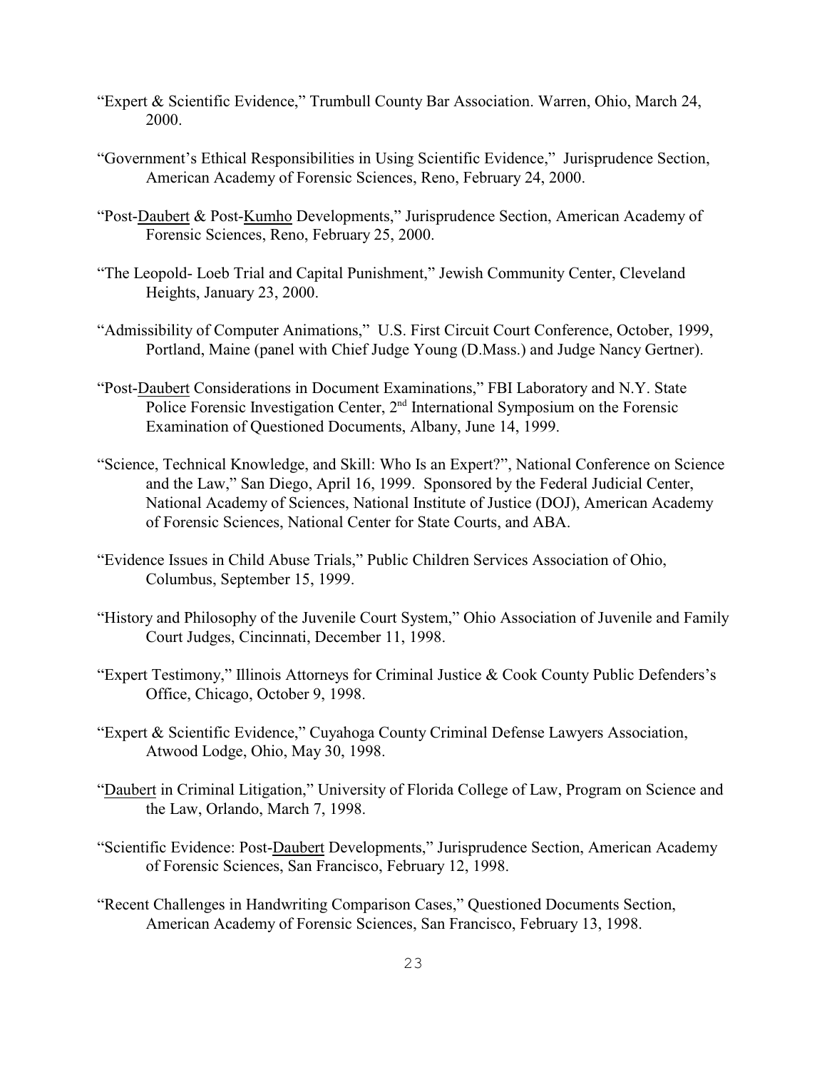"Expert & Scientific Evidence," Trumbull County Bar Association. Warren, Ohio, March 24, 2000.

"Government's Ethical Responsibilities in Using Scientific Evidence," Jurisprudence Section, American Academy of Forensic Sciences, Reno, February 24, 2000.

"Post-Daubert & Post-Kumho Developments," Jurisprudence Section, American Academy of Forensic Sciences, Reno, February 25, 2000.

"The Leopold- Loeb Trial and Capital Punishment," Jewish Community Center, Cleveland Heights, January 23, 2000.

"Admissibility of Computer Animations," U.S. First Circuit Court Conference, October, 1999, Portland, Maine (panel with Chief Judge Young (D.Mass.) and Judge Nancy Gertner).

"Post-Daubert Considerations in Document Examinations," FBI Laboratory and N.Y. State Police Forensic Investigation Center, 2nd International Symposium on the Forensic Examination of Questioned Documents, Albany, June 14, 1999.

"Science, Technical Knowledge, and Skill: Who Is an Expert?", National Conference on Science and the Law," San Diego, April 16, 1999. Sponsored by the Federal Judicial Center, National Academy of Sciences, National Institute of Justice (DOJ), American Academy of Forensic Sciences, National Center for State Courts, and ABA.

"Evidence Issues in Child Abuse Trials," Public Children Services Association of Ohio, Columbus, September 15, 1999.

"History and Philosophy of the Juvenile Court System," Ohio Association of Juvenile and Family Court Judges, Cincinnati, December 11, 1998.

"Expert Testimony," Illinois Attorneys for Criminal Justice & Cook County Public Defenders's Office, Chicago, October 9, 1998.

"Expert & Scientific Evidence," Cuyahoga County Criminal Defense Lawyers Association, Atwood Lodge, Ohio, May 30, 1998.

"Daubert in Criminal Litigation," University of Florida College of Law, Program on Science and the Law, Orlando, March 7, 1998.

"Scientific Evidence: Post-Daubert Developments," Jurisprudence Section, American Academy of Forensic Sciences, San Francisco, February 12, 1998.

"Recent Challenges in Handwriting Comparison Cases," Questioned Documents Section, American Academy of Forensic Sciences, San Francisco, February 13, 1998.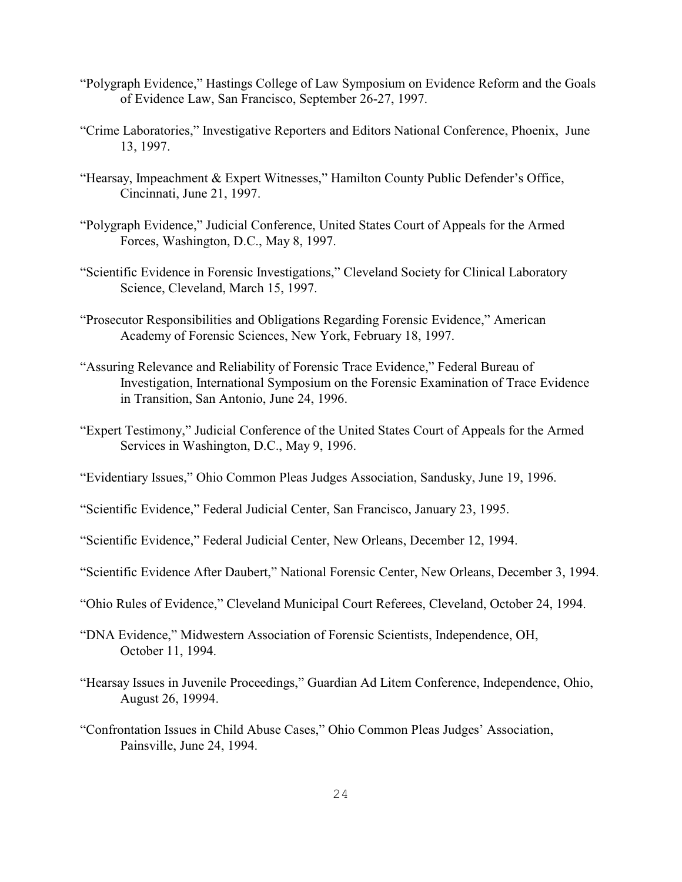"Polygraph Evidence," Hastings College of Law Symposium on Evidence Reform and the Goals of Evidence Law, San Francisco, September 26-27, 1997.

"Crime Laboratories," Investigative Reporters and Editors National Conference, Phoenix, June 13, 1997.

"Hearsay, Impeachment & Expert Witnesses," Hamilton County Public Defender's Office, Cincinnati, June 21, 1997.

"Polygraph Evidence," Judicial Conference, United States Court of Appeals for the Armed Forces, Washington, D.C., May 8, 1997.

"Scientific Evidence in Forensic Investigations," Cleveland Society for Clinical Laboratory Science, Cleveland, March 15, 1997.

"Prosecutor Responsibilities and Obligations Regarding Forensic Evidence," American Academy of Forensic Sciences, New York, February 18, 1997.

"Assuring Relevance and Reliability of Forensic Trace Evidence," Federal Bureau of Investigation, International Symposium on the Forensic Examination of Trace Evidence in Transition, San Antonio, June 24, 1996.

"Expert Testimony," Judicial Conference of the United States Court of Appeals for the Armed Services in Washington, D.C., May 9, 1996.

"Evidentiary Issues," Ohio Common Pleas Judges Association, Sandusky, June 19, 1996.

"Scientific Evidence," Federal Judicial Center, San Francisco, January 23, 1995.

"Scientific Evidence," Federal Judicial Center, New Orleans, December 12, 1994.

"Scientific Evidence After Daubert," National Forensic Center, New Orleans, December 3, 1994.

"Ohio Rules of Evidence," Cleveland Municipal Court Referees, Cleveland, October 24, 1994.

"DNA Evidence," Midwestern Association of Forensic Scientists, Independence, OH, October 11, 1994.

"Hearsay Issues in Juvenile Proceedings," Guardian Ad Litem Conference, Independence, Ohio, August 26, 19994.

"Confrontation Issues in Child Abuse Cases," Ohio Common Pleas Judges' Association, Painsville, June 24, 1994.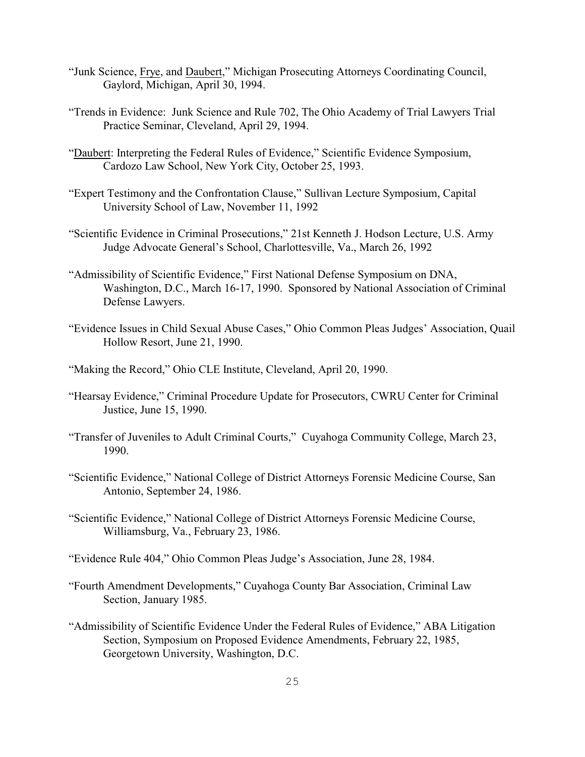“Junk Science, Frye, and Daubert,” Michigan Prosecuting Attorneys Coordinating Council, Gaylord, Michigan, April 30, 1994.

“Trends in Evidence: Junk Science and Rule 702, The Ohio Academy of Trial Lawyers Trial Practice Seminar, Cleveland, April 29, 1994.

“Daubert: Interpreting the Federal Rules of Evidence,” Scientific Evidence Symposium, Cardozo Law School, New York City, October 25, 1993.

“Expert Testimony and the Confrontation Clause,” Sullivan Lecture Symposium, Capital University School of Law, November 11, 1992

“Scientific Evidence in Criminal Prosecutions,” 21st Kenneth J. Hodson Lecture, U.S. Army Judge Advocate General’s School, Charlottesville, Va., March 26, 1992

“Admissibility of Scientific Evidence,” First National Defense Symposium on DNA, Washington, D.C., March 16-17, 1990. Sponsored by National Association of Criminal Defense Lawyers.

“Evidence Issues in Child Sexual Abuse Cases,” Ohio Common Pleas Judges’ Association, Quail Hollow Resort, June 21, 1990.

“Making the Record,” Ohio CLE Institute, Cleveland, April 20, 1990.

“Hearsay Evidence,” Criminal Procedure Update for Prosecutors, CWRU Center for Criminal Justice, June 15, 1990.

“Transfer of Juveniles to Adult Criminal Courts,” Cuyahoga Community College, March 23, 1990.

“Scientific Evidence,” National College of District Attorneys Forensic Medicine Course, San Antonio, September 24, 1986.

“Scientific Evidence,” National College of District Attorneys Forensic Medicine Course, Williamsburg, Va., February 23, 1986.

“Evidence Rule 404,” Ohio Common Pleas Judge’s Association, June 28, 1984.

“Fourth Amendment Developments,” Cuyahoga County Bar Association, Criminal Law Section, January 1985.

“Admissibility of Scientific Evidence Under the Federal Rules of Evidence,” ABA Litigation Section, Symposium on Proposed Evidence Amendments, February 22, 1985, Georgetown University, Washington, D.C.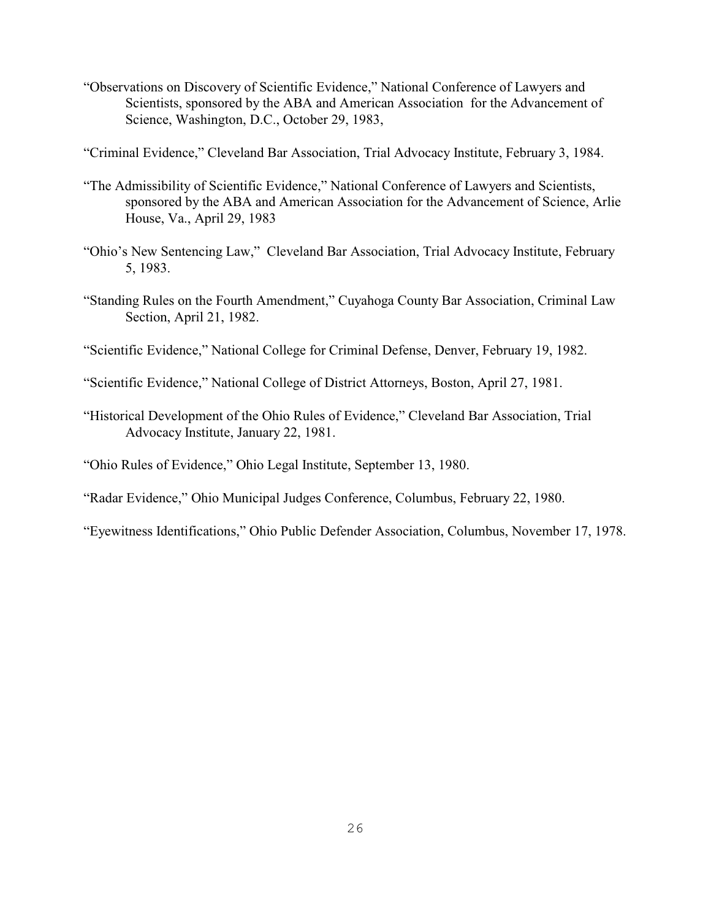"Observations on Discovery of Scientific Evidence," National Conference of Lawyers and Scientists, sponsored by the ABA and American Association for the Advancement of Science, Washington, D.C., October 29, 1983,

"Criminal Evidence," Cleveland Bar Association, Trial Advocacy Institute, February 3, 1984.

"The Admissibility of Scientific Evidence," National Conference of Lawyers and Scientists, sponsored by the ABA and American Association for the Advancement of Science, Arlie House, Va., April 29, 1983

"Ohio's New Sentencing Law," Cleveland Bar Association, Trial Advocacy Institute, February 5, 1983.

"Standing Rules on the Fourth Amendment," Cuyahoga County Bar Association, Criminal Law Section, April 21, 1982.

"Scientific Evidence," National College for Criminal Defense, Denver, February 19, 1982.

"Scientific Evidence," National College of District Attorneys, Boston, April 27, 1981.

"Historical Development of the Ohio Rules of Evidence," Cleveland Bar Association, Trial Advocacy Institute, January 22, 1981.

"Ohio Rules of Evidence," Ohio Legal Institute, September 13, 1980.

"Radar Evidence," Ohio Municipal Judges Conference, Columbus, February 22, 1980.

"Eyewitness Identifications," Ohio Public Defender Association, Columbus, November 17, 1978.